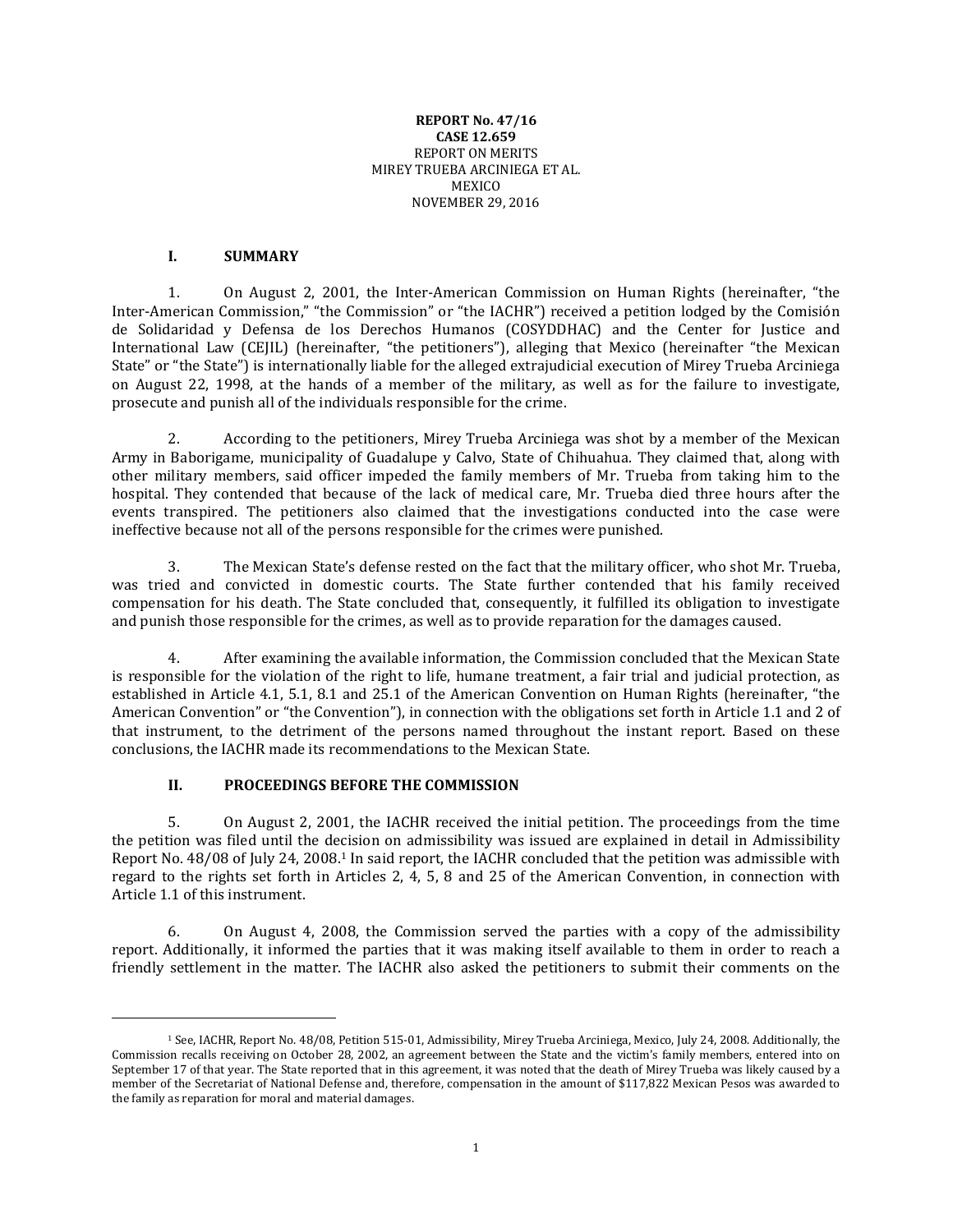**REPORT No. 47/16**
**CASE 12.659**
REPORT ON MERITS
MIREY TRUEBA ARCINIEGA ET AL.
MEXICO
NOVEMBER 29, 2016

## I. SUMMARY

1. On August 2, 2001, the Inter-American Commission on Human Rights (hereinafter, "the Inter-American Commission," "the Commission" or "the IACHR") received a petition lodged by the Comisión de Solidaridad y Defensa de los Derechos Humanos (COSYDDHAC) and the Center for Justice and International Law (CEJIL) (hereinafter, "the petitioners"), alleging that Mexico (hereinafter "the Mexican State" or "the State") is internationally liable for the alleged extrajudicial execution of Mirey Trueba Arciniega on August 22, 1998, at the hands of a member of the military, as well as for the failure to investigate, prosecute and punish all of the individuals responsible for the crime.

2. According to the petitioners, Mirey Trueba Arciniega was shot by a member of the Mexican Army in Baborigame, municipality of Guadalupe y Calvo, State of Chihuahua. They claimed that, along with other military members, said officer impeded the family members of Mr. Trueba from taking him to the hospital. They contended that because of the lack of medical care, Mr. Trueba died three hours after the events transpired. The petitioners also claimed that the investigations conducted into the case were ineffective because not all of the persons responsible for the crimes were punished.

3. The Mexican State's defense rested on the fact that the military officer, who shot Mr. Trueba, was tried and convicted in domestic courts. The State further contended that his family received compensation for his death. The State concluded that, consequently, it fulfilled its obligation to investigate and punish those responsible for the crimes, as well as to provide reparation for the damages caused.

4. After examining the available information, the Commission concluded that the Mexican State is responsible for the violation of the right to life, humane treatment, a fair trial and judicial protection, as established in Article 4.1, 5.1, 8.1 and 25.1 of the American Convention on Human Rights (hereinafter, "the American Convention" or "the Convention"), in connection with the obligations set forth in Article 1.1 and 2 of that instrument, to the detriment of the persons named throughout the instant report. Based on these conclusions, the IACHR made its recommendations to the Mexican State.

## II. PROCEEDINGS BEFORE THE COMMISSION

5. On August 2, 2001, the IACHR received the initial petition. The proceedings from the time the petition was filed until the decision on admissibility was issued are explained in detail in Admissibility Report No. 48/08 of July 24, 2008.[1] In said report, the IACHR concluded that the petition was admissible with regard to the rights set forth in Articles 2, 4, 5, 8 and 25 of the American Convention, in connection with Article 1.1 of this instrument.

6. On August 4, 2008, the Commission served the parties with a copy of the admissibility report. Additionally, it informed the parties that it was making itself available to them in order to reach a friendly settlement in the matter. The IACHR also asked the petitioners to submit their comments on the

[1] See, IACHR, Report No. 48/08, Petition 515-01, Admissibility, Mirey Trueba Arciniega, Mexico, July 24, 2008. Additionally, the Commission recalls receiving on October 28, 2002, an agreement between the State and the victim's family members, entered into on September 17 of that year. The State reported that in this agreement, it was noted that the death of Mirey Trueba was likely caused by a member of the Secretariat of National Defense and, therefore, compensation in the amount of $117,822 Mexican Pesos was awarded to the family as reparation for moral and material damages.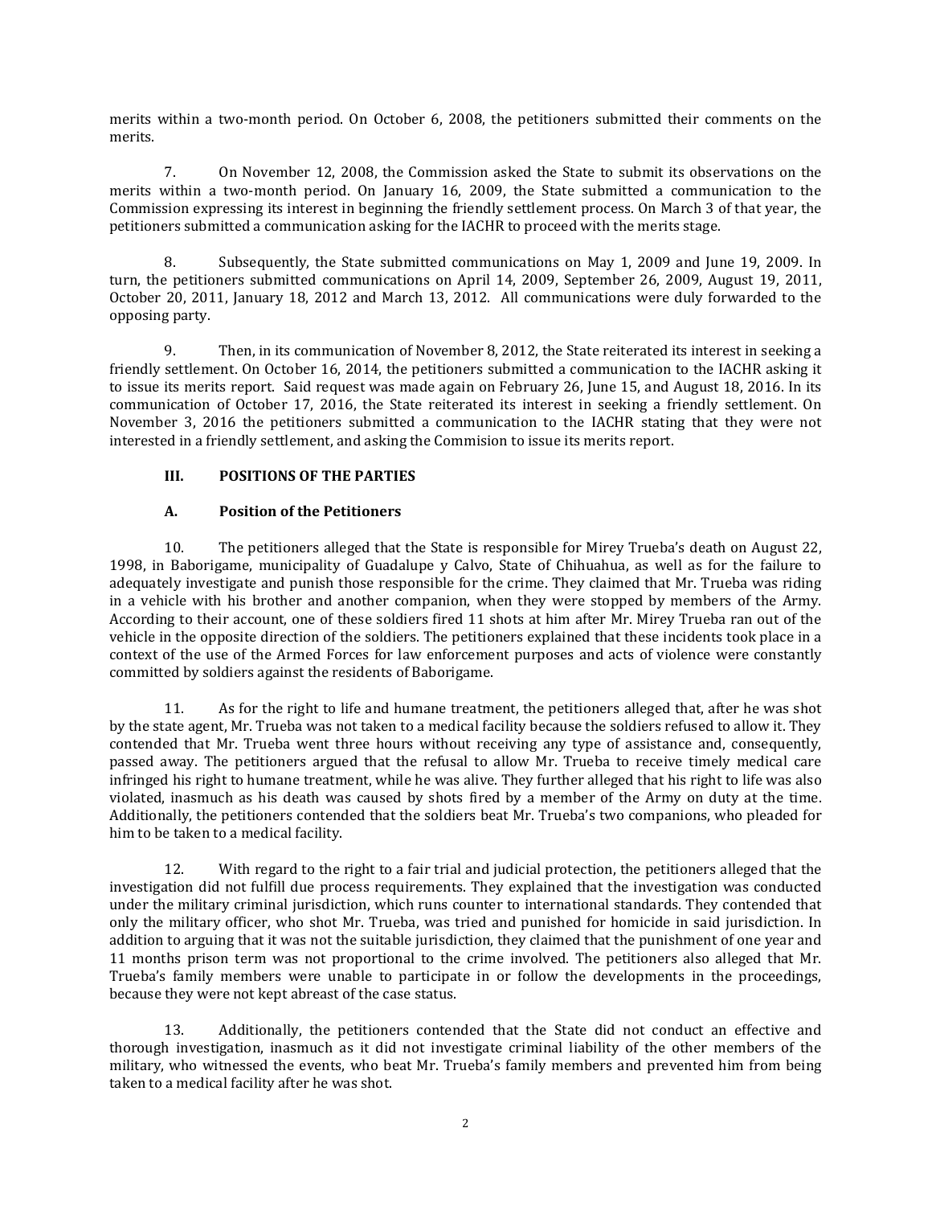merits within a two-month period. On October 6, 2008, the petitioners submitted their comments on the merits.

7. On November 12, 2008, the Commission asked the State to submit its observations on the merits within a two-month period. On January 16, 2009, the State submitted a communication to the Commission expressing its interest in beginning the friendly settlement process. On March 3 of that year, the petitioners submitted a communication asking for the IACHR to proceed with the merits stage.

8. Subsequently, the State submitted communications on May 1, 2009 and June 19, 2009. In turn, the petitioners submitted communications on April 14, 2009, September 26, 2009, August 19, 2011, October 20, 2011, January 18, 2012 and March 13, 2012. All communications were duly forwarded to the opposing party.

9. Then, in its communication of November 8, 2012, the State reiterated its interest in seeking a friendly settlement. On October 16, 2014, the petitioners submitted a communication to the IACHR asking it to issue its merits report. Said request was made again on February 26, June 15, and August 18, 2016. In its communication of October 17, 2016, the State reiterated its interest in seeking a friendly settlement. On November 3, 2016 the petitioners submitted a communication to the IACHR stating that they were not interested in a friendly settlement, and asking the Commision to issue its merits report.

## III. POSITIONS OF THE PARTIES

### A. Position of the Petitioners

10. The petitioners alleged that the State is responsible for Mirey Trueba's death on August 22, 1998, in Baborigame, municipality of Guadalupe y Calvo, State of Chihuahua, as well as for the failure to adequately investigate and punish those responsible for the crime. They claimed that Mr. Trueba was riding in a vehicle with his brother and another companion, when they were stopped by members of the Army. According to their account, one of these soldiers fired 11 shots at him after Mr. Mirey Trueba ran out of the vehicle in the opposite direction of the soldiers. The petitioners explained that these incidents took place in a context of the use of the Armed Forces for law enforcement purposes and acts of violence were constantly committed by soldiers against the residents of Baborigame.

11. As for the right to life and humane treatment, the petitioners alleged that, after he was shot by the state agent, Mr. Trueba was not taken to a medical facility because the soldiers refused to allow it. They contended that Mr. Trueba went three hours without receiving any type of assistance and, consequently, passed away. The petitioners argued that the refusal to allow Mr. Trueba to receive timely medical care infringed his right to humane treatment, while he was alive. They further alleged that his right to life was also violated, inasmuch as his death was caused by shots fired by a member of the Army on duty at the time. Additionally, the petitioners contended that the soldiers beat Mr. Trueba's two companions, who pleaded for him to be taken to a medical facility.

12. With regard to the right to a fair trial and judicial protection, the petitioners alleged that the investigation did not fulfill due process requirements. They explained that the investigation was conducted under the military criminal jurisdiction, which runs counter to international standards. They contended that only the military officer, who shot Mr. Trueba, was tried and punished for homicide in said jurisdiction. In addition to arguing that it was not the suitable jurisdiction, they claimed that the punishment of one year and 11 months prison term was not proportional to the crime involved. The petitioners also alleged that Mr. Trueba's family members were unable to participate in or follow the developments in the proceedings, because they were not kept abreast of the case status.

13. Additionally, the petitioners contended that the State did not conduct an effective and thorough investigation, inasmuch as it did not investigate criminal liability of the other members of the military, who witnessed the events, who beat Mr. Trueba's family members and prevented him from being taken to a medical facility after he was shot.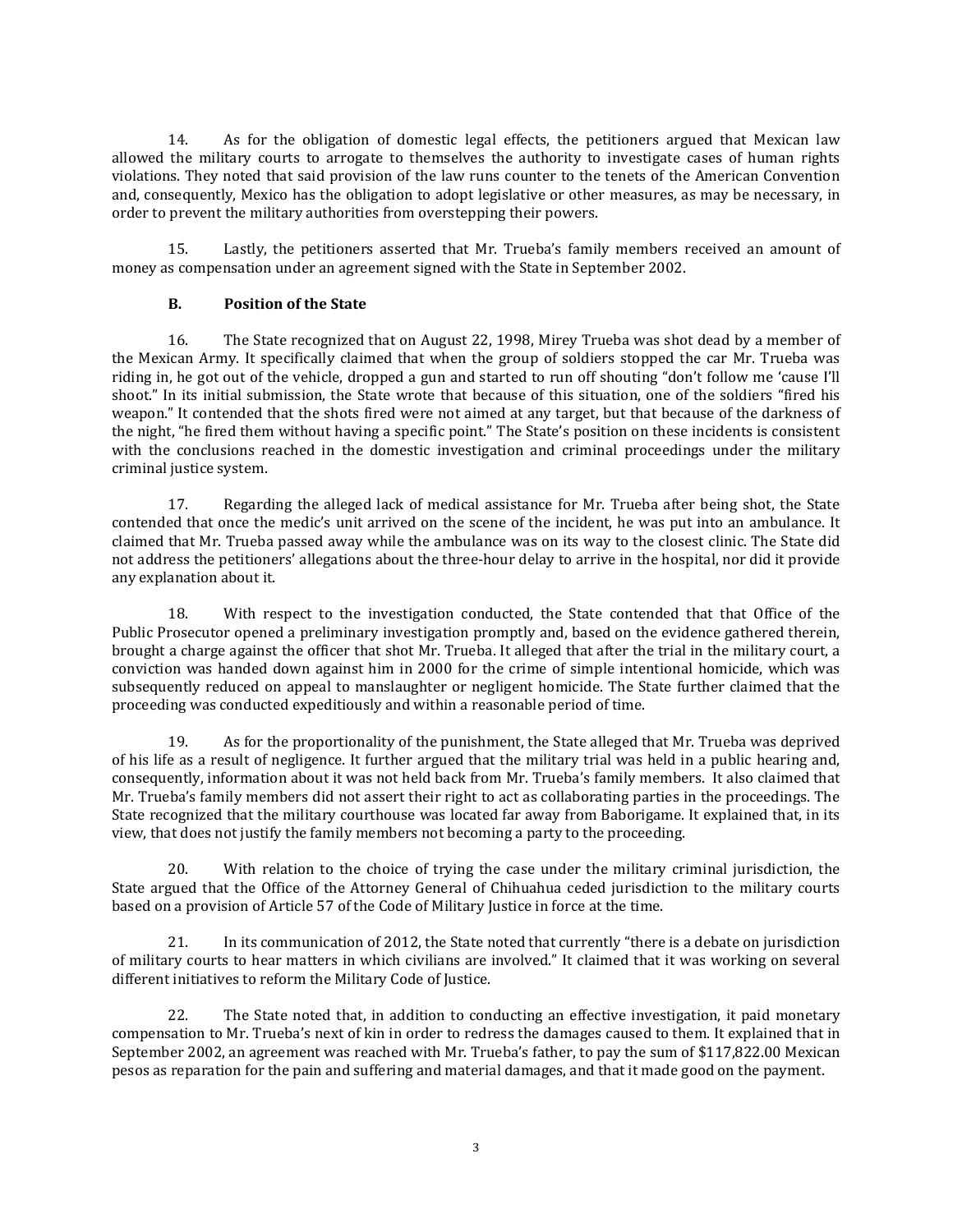14. As for the obligation of domestic legal effects, the petitioners argued that Mexican law allowed the military courts to arrogate to themselves the authority to investigate cases of human rights violations. They noted that said provision of the law runs counter to the tenets of the American Convention and, consequently, Mexico has the obligation to adopt legislative or other measures, as may be necessary, in order to prevent the military authorities from overstepping their powers.

15. Lastly, the petitioners asserted that Mr. Trueba's family members received an amount of money as compensation under an agreement signed with the State in September 2002.

### B. Position of the State

16. The State recognized that on August 22, 1998, Mirey Trueba was shot dead by a member of the Mexican Army. It specifically claimed that when the group of soldiers stopped the car Mr. Trueba was riding in, he got out of the vehicle, dropped a gun and started to run off shouting "don't follow me 'cause I'll shoot." In its initial submission, the State wrote that because of this situation, one of the soldiers "fired his weapon." It contended that the shots fired were not aimed at any target, but that because of the darkness of the night, "he fired them without having a specific point." The State's position on these incidents is consistent with the conclusions reached in the domestic investigation and criminal proceedings under the military criminal justice system.

17. Regarding the alleged lack of medical assistance for Mr. Trueba after being shot, the State contended that once the medic's unit arrived on the scene of the incident, he was put into an ambulance. It claimed that Mr. Trueba passed away while the ambulance was on its way to the closest clinic. The State did not address the petitioners' allegations about the three-hour delay to arrive in the hospital, nor did it provide any explanation about it.

18. With respect to the investigation conducted, the State contended that that Office of the Public Prosecutor opened a preliminary investigation promptly and, based on the evidence gathered therein, brought a charge against the officer that shot Mr. Trueba. It alleged that after the trial in the military court, a conviction was handed down against him in 2000 for the crime of simple intentional homicide, which was subsequently reduced on appeal to manslaughter or negligent homicide. The State further claimed that the proceeding was conducted expeditiously and within a reasonable period of time.

19. As for the proportionality of the punishment, the State alleged that Mr. Trueba was deprived of his life as a result of negligence. It further argued that the military trial was held in a public hearing and, consequently, information about it was not held back from Mr. Trueba's family members. It also claimed that Mr. Trueba's family members did not assert their right to act as collaborating parties in the proceedings. The State recognized that the military courthouse was located far away from Baborigame. It explained that, in its view, that does not justify the family members not becoming a party to the proceeding.

20. With relation to the choice of trying the case under the military criminal jurisdiction, the State argued that the Office of the Attorney General of Chihuahua ceded jurisdiction to the military courts based on a provision of Article 57 of the Code of Military Justice in force at the time.

21. In its communication of 2012, the State noted that currently "there is a debate on jurisdiction of military courts to hear matters in which civilians are involved." It claimed that it was working on several different initiatives to reform the Military Code of Justice.

22. The State noted that, in addition to conducting an effective investigation, it paid monetary compensation to Mr. Trueba's next of kin in order to redress the damages caused to them. It explained that in September 2002, an agreement was reached with Mr. Trueba's father, to pay the sum of $117,822.00 Mexican pesos as reparation for the pain and suffering and material damages, and that it made good on the payment.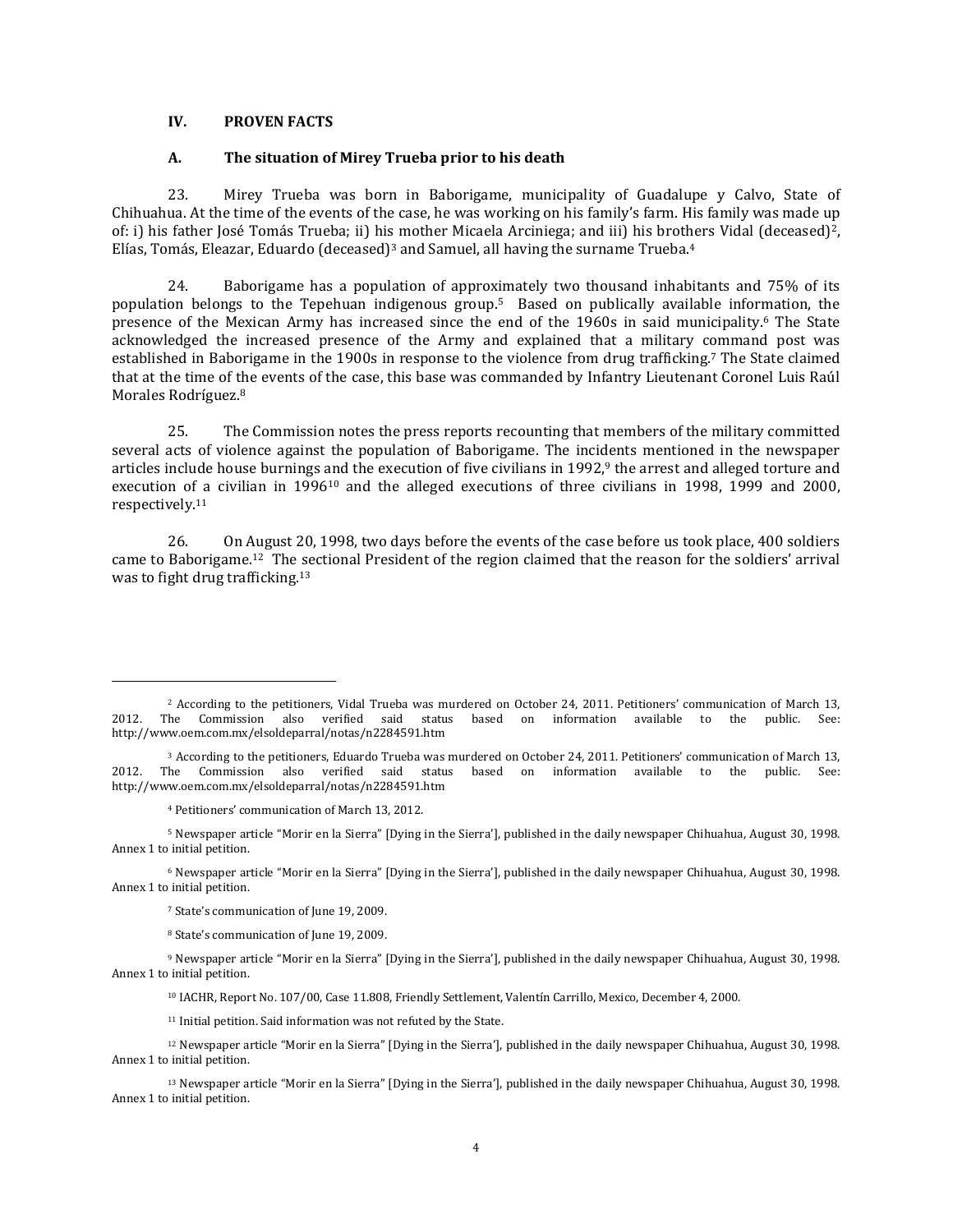### IV. PROVEN FACTS

### A. The situation of Mirey Trueba prior to his death

23. Mirey Trueba was born in Baborigame, municipality of Guadalupe y Calvo, State of Chihuahua. At the time of the events of the case, he was working on his family's farm. His family was made up of: i) his father José Tomás Trueba; ii) his mother Micaela Arciniega; and iii) his brothers Vidal (deceased)[2], Elías, Tomás, Eleazar, Eduardo (deceased)[3] and Samuel, all having the surname Trueba.[4]

24. Baborigame has a population of approximately two thousand inhabitants and 75% of its population belongs to the Tepehuan indigenous group.[5] Based on publically available information, the presence of the Mexican Army has increased since the end of the 1960s in said municipality.[6] The State acknowledged the increased presence of the Army and explained that a military command post was established in Baborigame in the 1900s in response to the violence from drug trafficking.[7] The State claimed that at the time of the events of the case, this base was commanded by Infantry Lieutenant Coronel Luis Raúl Morales Rodríguez.[8]

25. The Commission notes the press reports recounting that members of the military committed several acts of violence against the population of Baborigame. The incidents mentioned in the newspaper articles include house burnings and the execution of five civilians in 1992,[9] the arrest and alleged torture and execution of a civilian in 1996[10] and the alleged executions of three civilians in 1998, 1999 and 2000, respectively.[11]

26. On August 20, 1998, two days before the events of the case before us took place, 400 soldiers came to Baborigame.[12] The sectional President of the region claimed that the reason for the soldiers' arrival was to fight drug trafficking.[13]

---

[2] According to the petitioners, Vidal Trueba was murdered on October 24, 2011. Petitioners' communication of March 13, 2012. The Commission also verified said status based on information available to the public. See: http://www.oem.com.mx/elsoldeparral/notas/n2284591.htm

[3] According to the petitioners, Eduardo Trueba was murdered on October 24, 2011. Petitioners' communication of March 13, 2012. The Commission also verified said status based on information available to the public. See: http://www.oem.com.mx/elsoldeparral/notas/n2284591.htm

[4] Petitioners' communication of March 13, 2012.

[5] Newspaper article "Morir en la Sierra" [Dying in the Sierra'], published in the daily newspaper Chihuahua, August 30, 1998. Annex 1 to initial petition.

[6] Newspaper article "Morir en la Sierra" [Dying in the Sierra'], published in the daily newspaper Chihuahua, August 30, 1998. Annex 1 to initial petition.

[7] State's communication of June 19, 2009.

[8] State's communication of June 19, 2009.

[9] Newspaper article "Morir en la Sierra" [Dying in the Sierra'], published in the daily newspaper Chihuahua, August 30, 1998. Annex 1 to initial petition.

[10] IACHR, Report No. 107/00, Case 11.808, Friendly Settlement, Valentín Carrillo, Mexico, December 4, 2000.

[11] Initial petition. Said information was not refuted by the State.

[12] Newspaper article "Morir en la Sierra" [Dying in the Sierra'], published in the daily newspaper Chihuahua, August 30, 1998. Annex 1 to initial petition.

[13] Newspaper article "Morir en la Sierra" [Dying in the Sierra'], published in the daily newspaper Chihuahua, August 30, 1998. Annex 1 to initial petition.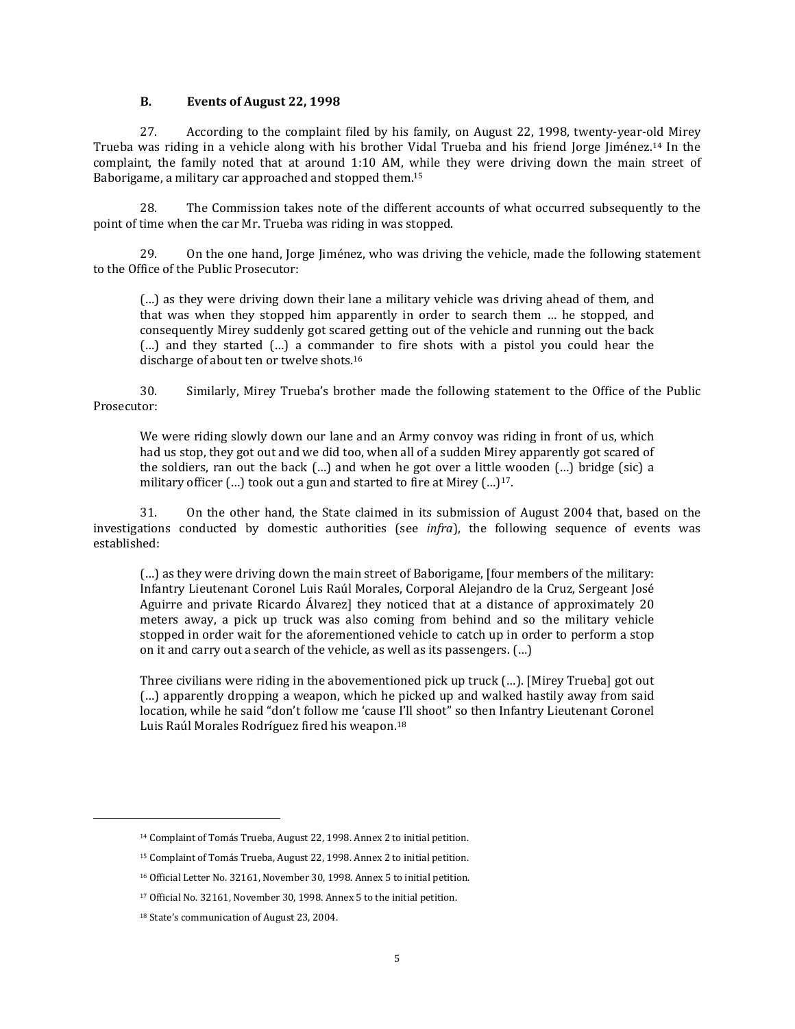### B. Events of August 22, 1998

27. According to the complaint filed by his family, on August 22, 1998, twenty-year-old Mirey Trueba was riding in a vehicle along with his brother Vidal Trueba and his friend Jorge Jiménez.[14] In the complaint, the family noted that at around 1:10 AM, while they were driving down the main street of Baborigame, a military car approached and stopped them.[15]

28. The Commission takes note of the different accounts of what occurred subsequently to the point of time when the car Mr. Trueba was riding in was stopped.

29. On the one hand, Jorge Jiménez, who was driving the vehicle, made the following statement to the Office of the Public Prosecutor:

> (…) as they were driving down their lane a military vehicle was driving ahead of them, and that was when they stopped him apparently in order to search them … he stopped, and consequently Mirey suddenly got scared getting out of the vehicle and running out the back (…) and they started (…) a commander to fire shots with a pistol you could hear the discharge of about ten or twelve shots.[16]

30. Similarly, Mirey Trueba's brother made the following statement to the Office of the Public Prosecutor:

> We were riding slowly down our lane and an Army convoy was riding in front of us, which had us stop, they got out and we did too, when all of a sudden Mirey apparently got scared of the soldiers, ran out the back (…) and when he got over a little wooden (…) bridge (sic) a military officer (…) took out a gun and started to fire at Mirey (…)[17].

31. On the other hand, the State claimed in its submission of August 2004 that, based on the investigations conducted by domestic authorities (see *infra*), the following sequence of events was established:

> (…) as they were driving down the main street of Baborigame, [four members of the military: Infantry Lieutenant Coronel Luis Raúl Morales, Corporal Alejandro de la Cruz, Sergeant José Aguirre and private Ricardo Álvarez] they noticed that at a distance of approximately 20 meters away, a pick up truck was also coming from behind and so the military vehicle stopped in order wait for the aforementioned vehicle to catch up in order to perform a stop on it and carry out a search of the vehicle, as well as its passengers. (…)
>
> Three civilians were riding in the abovementioned pick up truck (…). [Mirey Trueba] got out (…) apparently dropping a weapon, which he picked up and walked hastily away from said location, while he said "don't follow me 'cause I'll shoot" so then Infantry Lieutenant Coronel Luis Raúl Morales Rodríguez fired his weapon.[18]

---

[14] Complaint of Tomás Trueba, August 22, 1998. Annex 2 to initial petition.

[15] Complaint of Tomás Trueba, August 22, 1998. Annex 2 to initial petition.

[16] Official Letter No. 32161, November 30, 1998. Annex 5 to initial petition.

[17] Official No. 32161, November 30, 1998. Annex 5 to the initial petition.

[18] State's communication of August 23, 2004.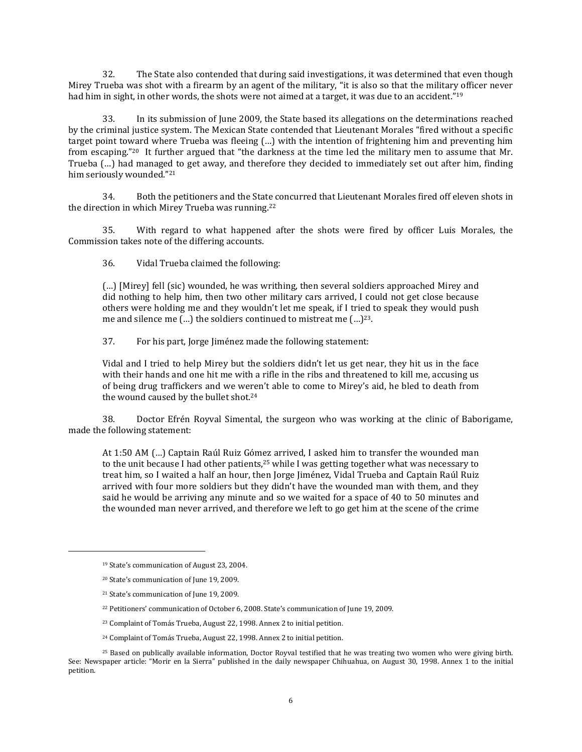32. The State also contended that during said investigations, it was determined that even though Mirey Trueba was shot with a firearm by an agent of the military, "it is also so that the military officer never had him in sight, in other words, the shots were not aimed at a target, it was due to an accident."[19]

33. In its submission of June 2009, the State based its allegations on the determinations reached by the criminal justice system. The Mexican State contended that Lieutenant Morales "fired without a specific target point toward where Trueba was fleeing (…) with the intention of frightening him and preventing him from escaping."[20] It further argued that "the darkness at the time led the military men to assume that Mr. Trueba (…) had managed to get away, and therefore they decided to immediately set out after him, finding him seriously wounded."[21]

34. Both the petitioners and the State concurred that Lieutenant Morales fired off eleven shots in the direction in which Mirey Trueba was running.[22]

35. With regard to what happened after the shots were fired by officer Luis Morales, the Commission takes note of the differing accounts.

36. Vidal Trueba claimed the following:

> (…) [Mirey] fell (sic) wounded, he was writhing, then several soldiers approached Mirey and did nothing to help him, then two other military cars arrived, I could not get close because others were holding me and they wouldn't let me speak, if I tried to speak they would push me and silence me (…) the soldiers continued to mistreat me (…)[23].

37. For his part, Jorge Jiménez made the following statement:

> Vidal and I tried to help Mirey but the soldiers didn't let us get near, they hit us in the face with their hands and one hit me with a rifle in the ribs and threatened to kill me, accusing us of being drug traffickers and we weren't able to come to Mirey's aid, he bled to death from the wound caused by the bullet shot.[24]

38. Doctor Efrén Royval Simental, the surgeon who was working at the clinic of Baborigame, made the following statement:

> At 1:50 AM (…) Captain Raúl Ruiz Gómez arrived, I asked him to transfer the wounded man to the unit because I had other patients,[25] while I was getting together what was necessary to treat him, so I waited a half an hour, then Jorge Jiménez, Vidal Trueba and Captain Raúl Ruiz arrived with four more soldiers but they didn't have the wounded man with them, and they said he would be arriving any minute and so we waited for a space of 40 to 50 minutes and the wounded man never arrived, and therefore we left to go get him at the scene of the crime

---

[19] State's communication of August 23, 2004.

[20] State's communication of June 19, 2009.

[21] State's communication of June 19, 2009.

[22] Petitioners' communication of October 6, 2008. State's communication of June 19, 2009.

[23] Complaint of Tomás Trueba, August 22, 1998. Annex 2 to initial petition.

[24] Complaint of Tomás Trueba, August 22, 1998. Annex 2 to initial petition.

[25] Based on publically available information, Doctor Royval testified that he was treating two women who were giving birth. See: Newspaper article: "Morir en la Sierra" published in the daily newspaper Chihuahua, on August 30, 1998. Annex 1 to the initial petition.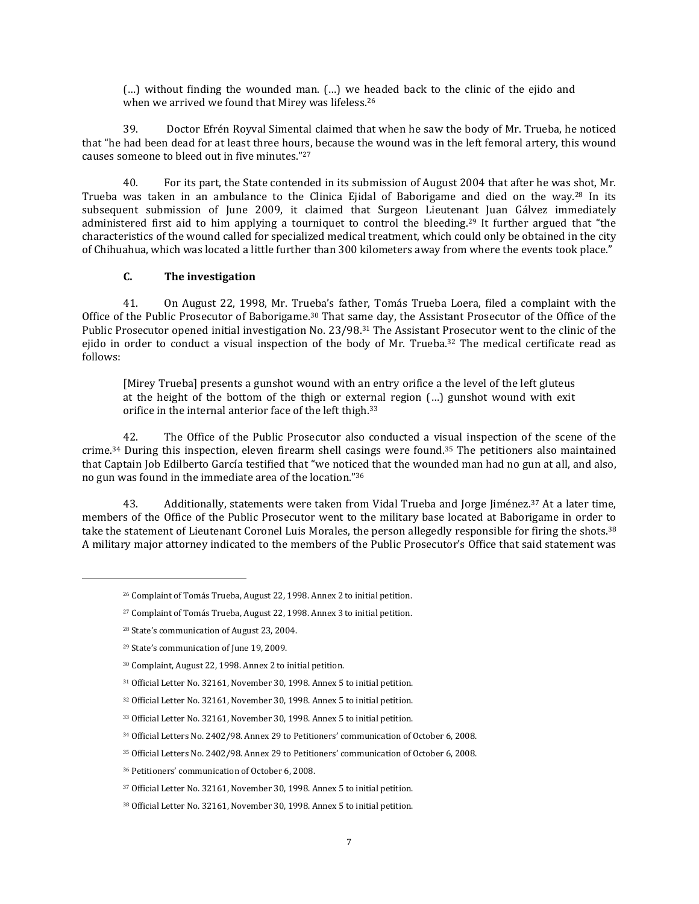(…) without finding the wounded man. (…) we headed back to the clinic of the ejido and when we arrived we found that Mirey was lifeless.[26]

39. Doctor Efrén Royval Simental claimed that when he saw the body of Mr. Trueba, he noticed that "he had been dead for at least three hours, because the wound was in the left femoral artery, this wound causes someone to bleed out in five minutes."[27]

40. For its part, the State contended in its submission of August 2004 that after he was shot, Mr. Trueba was taken in an ambulance to the Clinica Ejidal of Baborigame and died on the way.[28] In its subsequent submission of June 2009, it claimed that Surgeon Lieutenant Juan Gálvez immediately administered first aid to him applying a tourniquet to control the bleeding.[29] It further argued that "the characteristics of the wound called for specialized medical treatment, which could only be obtained in the city of Chihuahua, which was located a little further than 300 kilometers away from where the events took place."

### C. The investigation

41. On August 22, 1998, Mr. Trueba's father, Tomás Trueba Loera, filed a complaint with the Office of the Public Prosecutor of Baborigame.[30] That same day, the Assistant Prosecutor of the Office of the Public Prosecutor opened initial investigation No. 23/98.[31] The Assistant Prosecutor went to the clinic of the ejido in order to conduct a visual inspection of the body of Mr. Trueba.[32] The medical certificate read as follows:

> [Mirey Trueba] presents a gunshot wound with an entry orifice a the level of the left gluteus at the height of the bottom of the thigh or external region (…) gunshot wound with exit orifice in the internal anterior face of the left thigh.[33]

42. The Office of the Public Prosecutor also conducted a visual inspection of the scene of the crime.[34] During this inspection, eleven firearm shell casings were found.[35] The petitioners also maintained that Captain Job Edilberto García testified that "we noticed that the wounded man had no gun at all, and also, no gun was found in the immediate area of the location."[36]

43. Additionally, statements were taken from Vidal Trueba and Jorge Jiménez.[37] At a later time, members of the Office of the Public Prosecutor went to the military base located at Baborigame in order to take the statement of Lieutenant Coronel Luis Morales, the person allegedly responsible for firing the shots.[38] A military major attorney indicated to the members of the Public Prosecutor's Office that said statement was

---

[26] Complaint of Tomás Trueba, August 22, 1998. Annex 2 to initial petition.

[27] Complaint of Tomás Trueba, August 22, 1998. Annex 3 to initial petition.

[28] State's communication of August 23, 2004.

[29] State's communication of June 19, 2009.

[30] Complaint, August 22, 1998. Annex 2 to initial petition.

[31] Official Letter No. 32161, November 30, 1998. Annex 5 to initial petition.

[32] Official Letter No. 32161, November 30, 1998. Annex 5 to initial petition.

[33] Official Letter No. 32161, November 30, 1998. Annex 5 to initial petition.

[34] Official Letters No. 2402/98. Annex 29 to Petitioners' communication of October 6, 2008.

[35] Official Letters No. 2402/98. Annex 29 to Petitioners' communication of October 6, 2008.

[36] Petitioners' communication of October 6, 2008.

[37] Official Letter No. 32161, November 30, 1998. Annex 5 to initial petition.

[38] Official Letter No. 32161, November 30, 1998. Annex 5 to initial petition.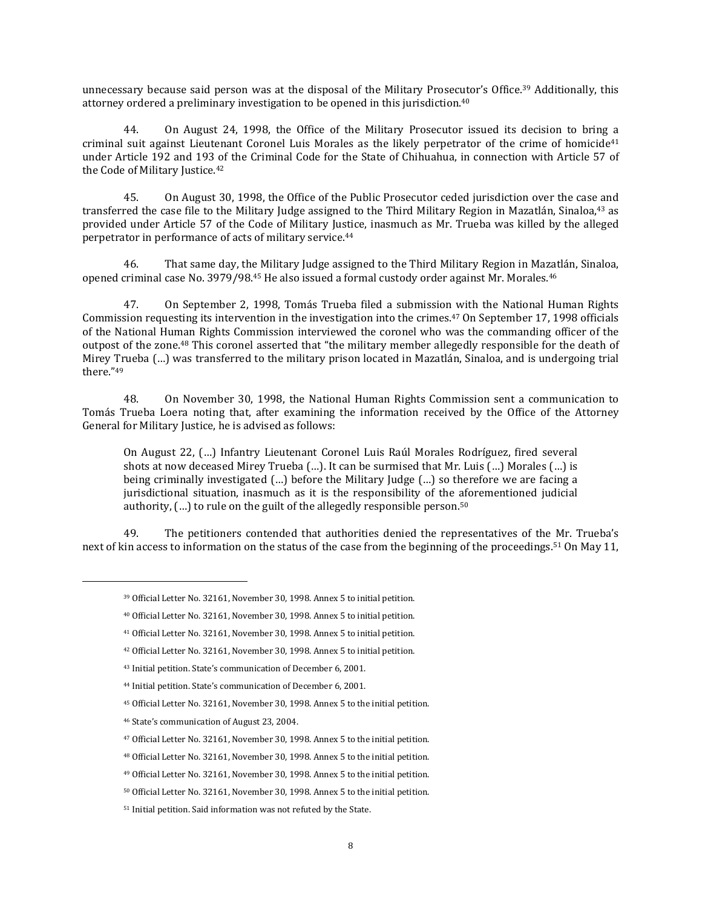unnecessary because said person was at the disposal of the Military Prosecutor's Office.[39] Additionally, this attorney ordered a preliminary investigation to be opened in this jurisdiction.[40]

44. On August 24, 1998, the Office of the Military Prosecutor issued its decision to bring a criminal suit against Lieutenant Coronel Luis Morales as the likely perpetrator of the crime of homicide[41] under Article 192 and 193 of the Criminal Code for the State of Chihuahua, in connection with Article 57 of the Code of Military Justice.[42]

45. On August 30, 1998, the Office of the Public Prosecutor ceded jurisdiction over the case and transferred the case file to the Military Judge assigned to the Third Military Region in Mazatlán, Sinaloa,[43] as provided under Article 57 of the Code of Military Justice, inasmuch as Mr. Trueba was killed by the alleged perpetrator in performance of acts of military service.[44]

46. That same day, the Military Judge assigned to the Third Military Region in Mazatlán, Sinaloa, opened criminal case No. 3979/98.[45] He also issued a formal custody order against Mr. Morales.[46]

47. On September 2, 1998, Tomás Trueba filed a submission with the National Human Rights Commission requesting its intervention in the investigation into the crimes.[47] On September 17, 1998 officials of the National Human Rights Commission interviewed the coronel who was the commanding officer of the outpost of the zone.[48] This coronel asserted that "the military member allegedly responsible for the death of Mirey Trueba (…) was transferred to the military prison located in Mazatlán, Sinaloa, and is undergoing trial there."[49]

48. On November 30, 1998, the National Human Rights Commission sent a communication to Tomás Trueba Loera noting that, after examining the information received by the Office of the Attorney General for Military Justice, he is advised as follows:

> On August 22, (…) Infantry Lieutenant Coronel Luis Raúl Morales Rodríguez, fired several shots at now deceased Mirey Trueba (…). It can be surmised that Mr. Luis (…) Morales (…) is being criminally investigated (…) before the Military Judge (…) so therefore we are facing a jurisdictional situation, inasmuch as it is the responsibility of the aforementioned judicial authority, (…) to rule on the guilt of the allegedly responsible person.[50]

49. The petitioners contended that authorities denied the representatives of the Mr. Trueba's next of kin access to information on the status of the case from the beginning of the proceedings.[51] On May 11,

---

[39] Official Letter No. 32161, November 30, 1998. Annex 5 to initial petition.

[40] Official Letter No. 32161, November 30, 1998. Annex 5 to initial petition.

[41] Official Letter No. 32161, November 30, 1998. Annex 5 to initial petition.

[42] Official Letter No. 32161, November 30, 1998. Annex 5 to initial petition.

[43] Initial petition. State's communication of December 6, 2001.

[44] Initial petition. State's communication of December 6, 2001.

[45] Official Letter No. 32161, November 30, 1998. Annex 5 to the initial petition.

[46] State's communication of August 23, 2004.

[47] Official Letter No. 32161, November 30, 1998. Annex 5 to the initial petition.

[48] Official Letter No. 32161, November 30, 1998. Annex 5 to the initial petition.

[49] Official Letter No. 32161, November 30, 1998. Annex 5 to the initial petition.

[50] Official Letter No. 32161, November 30, 1998. Annex 5 to the initial petition.

[51] Initial petition. Said information was not refuted by the State.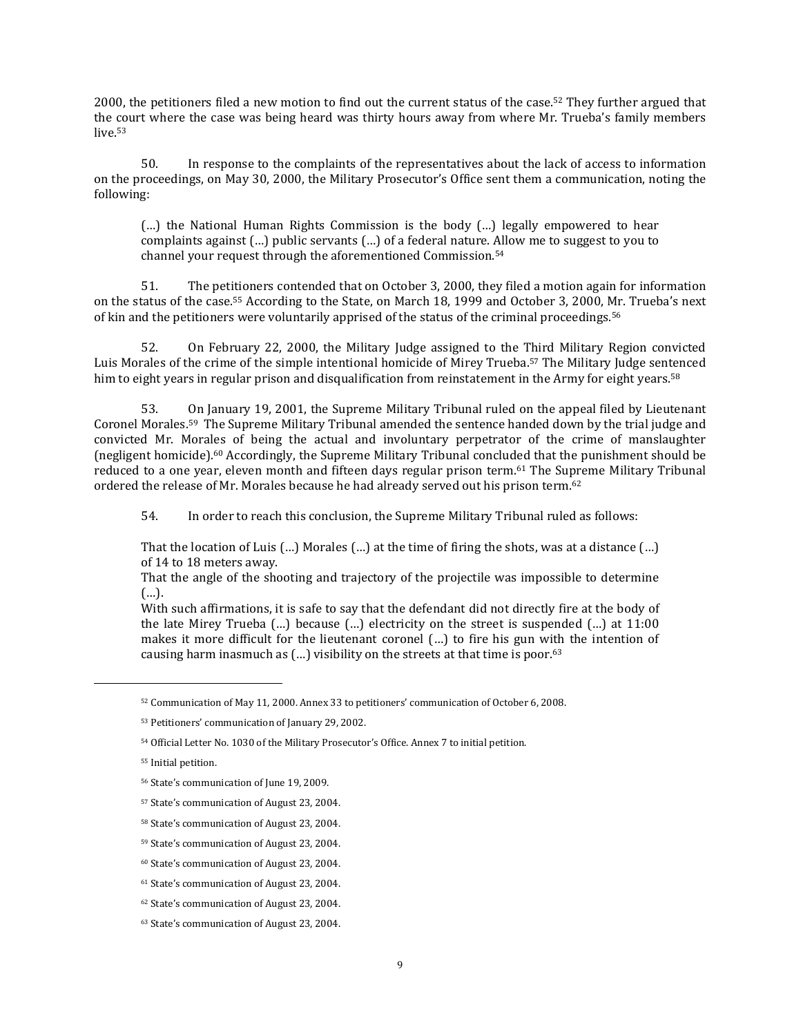2000, the petitioners filed a new motion to find out the current status of the case.[52] They further argued that the court where the case was being heard was thirty hours away from where Mr. Trueba's family members live.[53]

50. In response to the complaints of the representatives about the lack of access to information on the proceedings, on May 30, 2000, the Military Prosecutor's Office sent them a communication, noting the following:

> (…) the National Human Rights Commission is the body (…) legally empowered to hear complaints against (…) public servants (…) of a federal nature. Allow me to suggest to you to channel your request through the aforementioned Commission.[54]

51. The petitioners contended that on October 3, 2000, they filed a motion again for information on the status of the case.[55] According to the State, on March 18, 1999 and October 3, 2000, Mr. Trueba's next of kin and the petitioners were voluntarily apprised of the status of the criminal proceedings.[56]

52. On February 22, 2000, the Military Judge assigned to the Third Military Region convicted Luis Morales of the crime of the simple intentional homicide of Mirey Trueba.[57] The Military Judge sentenced him to eight years in regular prison and disqualification from reinstatement in the Army for eight years.[58]

53. On January 19, 2001, the Supreme Military Tribunal ruled on the appeal filed by Lieutenant Coronel Morales.[59] The Supreme Military Tribunal amended the sentence handed down by the trial judge and convicted Mr. Morales of being the actual and involuntary perpetrator of the crime of manslaughter (negligent homicide).[60] Accordingly, the Supreme Military Tribunal concluded that the punishment should be reduced to a one year, eleven month and fifteen days regular prison term.[61] The Supreme Military Tribunal ordered the release of Mr. Morales because he had already served out his prison term.[62]

54. In order to reach this conclusion, the Supreme Military Tribunal ruled as follows:

> That the location of Luis (…) Morales (…) at the time of firing the shots, was at a distance (…) of 14 to 18 meters away.
> That the angle of the shooting and trajectory of the projectile was impossible to determine (…).
> With such affirmations, it is safe to say that the defendant did not directly fire at the body of the late Mirey Trueba (…) because (…) electricity on the street is suspended (…) at 11:00 makes it more difficult for the lieutenant coronel (…) to fire his gun with the intention of causing harm inasmuch as (…) visibility on the streets at that time is poor.[63]

---

[52] Communication of May 11, 2000. Annex 33 to petitioners' communication of October 6, 2008.

[53] Petitioners' communication of January 29, 2002.

[54] Official Letter No. 1030 of the Military Prosecutor's Office. Annex 7 to initial petition.

[55] Initial petition.

[56] State's communication of June 19, 2009.

[57] State's communication of August 23, 2004.

[58] State's communication of August 23, 2004.

[59] State's communication of August 23, 2004.

[60] State's communication of August 23, 2004.

[61] State's communication of August 23, 2004.

[62] State's communication of August 23, 2004.

[63] State's communication of August 23, 2004.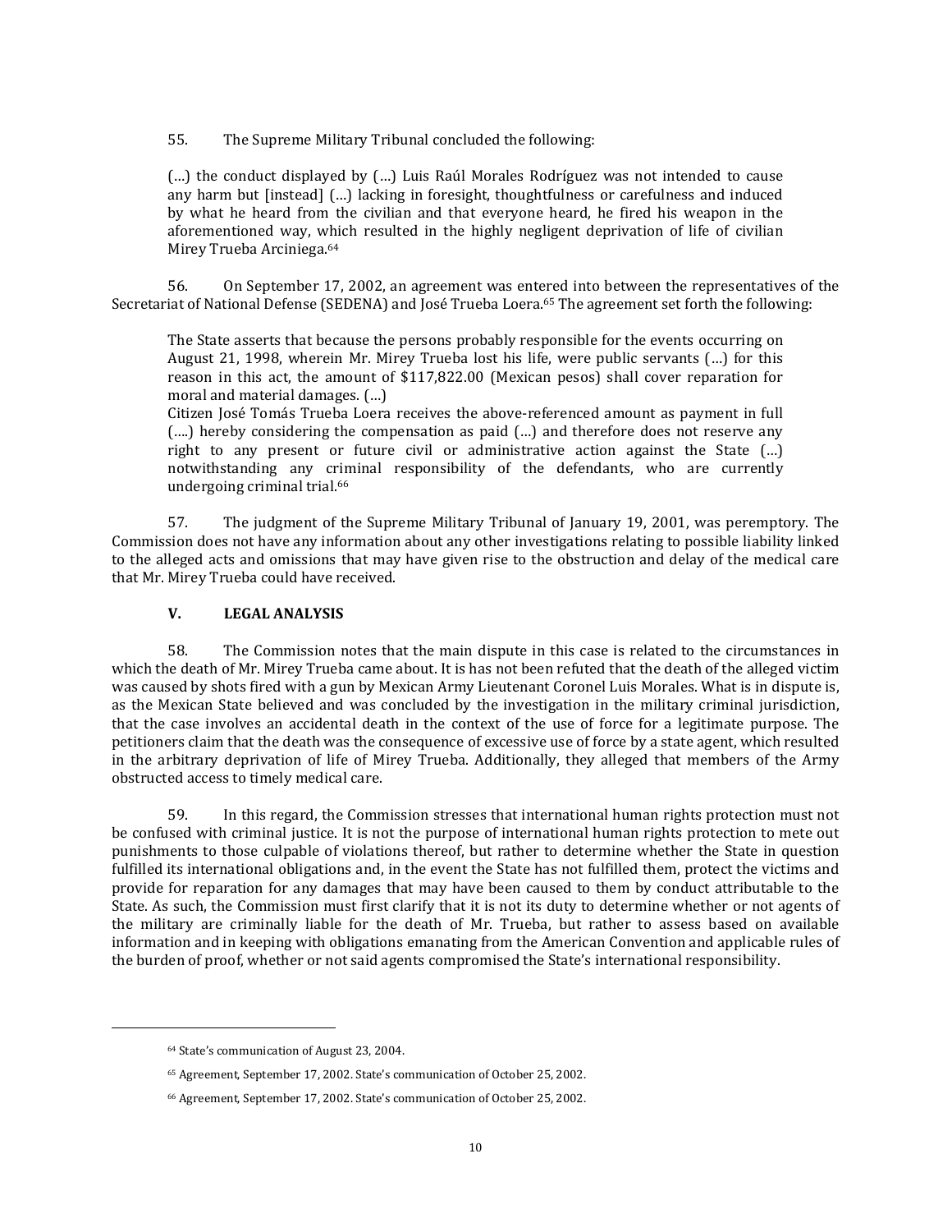55. The Supreme Military Tribunal concluded the following:

> (…) the conduct displayed by (…) Luis Raúl Morales Rodríguez was not intended to cause any harm but [instead] (…) lacking in foresight, thoughtfulness or carefulness and induced by what he heard from the civilian and that everyone heard, he fired his weapon in the aforementioned way, which resulted in the highly negligent deprivation of life of civilian Mirey Trueba Arciniega.[64]

56. On September 17, 2002, an agreement was entered into between the representatives of the Secretariat of National Defense (SEDENA) and José Trueba Loera.[65] The agreement set forth the following:

> The State asserts that because the persons probably responsible for the events occurring on August 21, 1998, wherein Mr. Mirey Trueba lost his life, were public servants (…) for this reason in this act, the amount of $117,822.00 (Mexican pesos) shall cover reparation for moral and material damages. (…)
>
> Citizen José Tomás Trueba Loera receives the above-referenced amount as payment in full (….) hereby considering the compensation as paid (…) and therefore does not reserve any right to any present or future civil or administrative action against the State (…) notwithstanding any criminal responsibility of the defendants, who are currently undergoing criminal trial.[66]

57. The judgment of the Supreme Military Tribunal of January 19, 2001, was peremptory. The Commission does not have any information about any other investigations relating to possible liability linked to the alleged acts and omissions that may have given rise to the obstruction and delay of the medical care that Mr. Mirey Trueba could have received.

## V. LEGAL ANALYSIS

58. The Commission notes that the main dispute in this case is related to the circumstances in which the death of Mr. Mirey Trueba came about. It is has not been refuted that the death of the alleged victim was caused by shots fired with a gun by Mexican Army Lieutenant Coronel Luis Morales. What is in dispute is, as the Mexican State believed and was concluded by the investigation in the military criminal jurisdiction, that the case involves an accidental death in the context of the use of force for a legitimate purpose. The petitioners claim that the death was the consequence of excessive use of force by a state agent, which resulted in the arbitrary deprivation of life of Mirey Trueba. Additionally, they alleged that members of the Army obstructed access to timely medical care.

59. In this regard, the Commission stresses that international human rights protection must not be confused with criminal justice. It is not the purpose of international human rights protection to mete out punishments to those culpable of violations thereof, but rather to determine whether the State in question fulfilled its international obligations and, in the event the State has not fulfilled them, protect the victims and provide for reparation for any damages that may have been caused to them by conduct attributable to the State. As such, the Commission must first clarify that it is not its duty to determine whether or not agents of the military are criminally liable for the death of Mr. Trueba, but rather to assess based on available information and in keeping with obligations emanating from the American Convention and applicable rules of the burden of proof, whether or not said agents compromised the State's international responsibility.

---

[64] State's communication of August 23, 2004.

[65] Agreement, September 17, 2002. State's communication of October 25, 2002.

[66] Agreement, September 17, 2002. State's communication of October 25, 2002.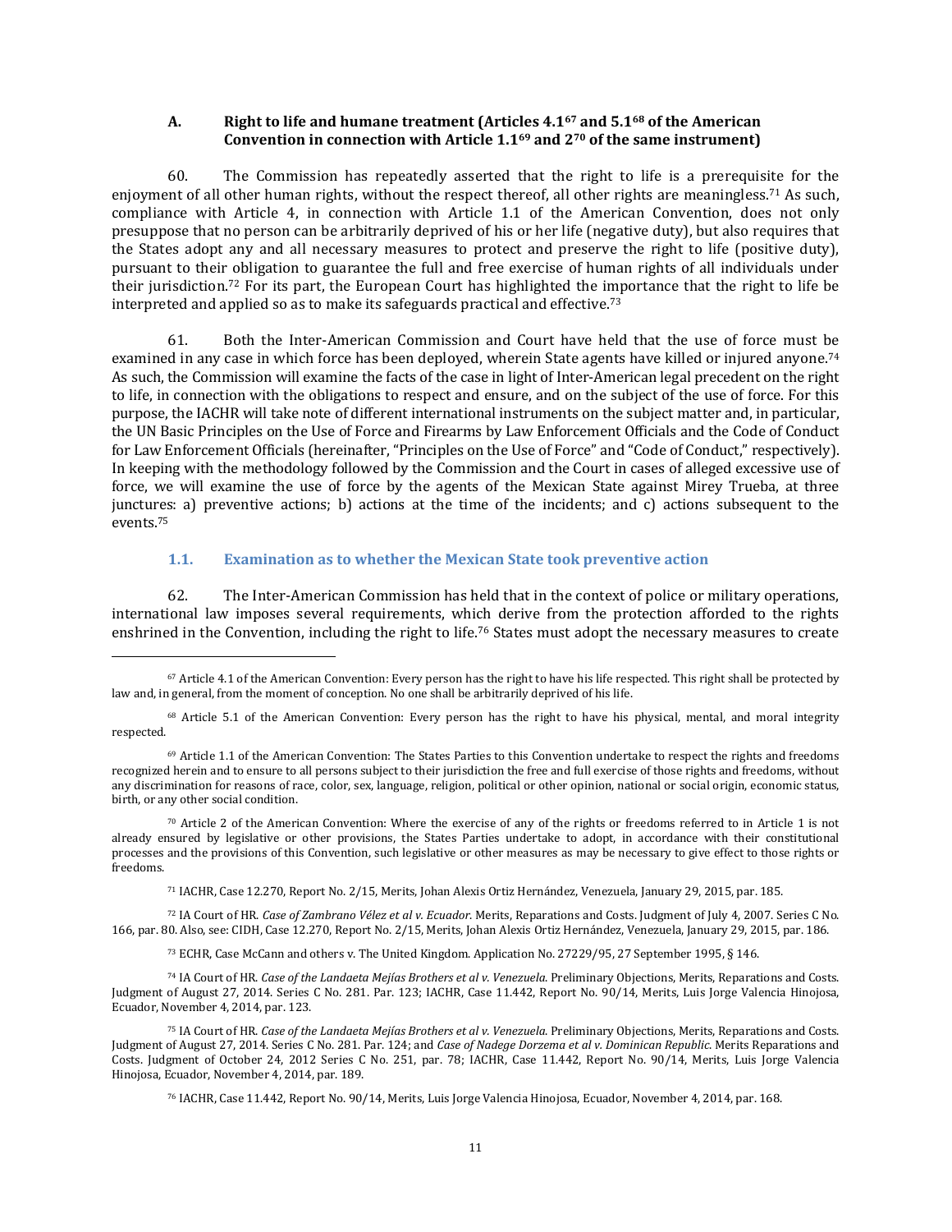## A. Right to life and humane treatment (Articles 4.1[67] and 5.1[68] of the American Convention in connection with Article 1.1[69] and 2[70] of the same instrument)

60. The Commission has repeatedly asserted that the right to life is a prerequisite for the enjoyment of all other human rights, without the respect thereof, all other rights are meaningless.[71] As such, compliance with Article 4, in connection with Article 1.1 of the American Convention, does not only presuppose that no person can be arbitrarily deprived of his or her life (negative duty), but also requires that the States adopt any and all necessary measures to protect and preserve the right to life (positive duty), pursuant to their obligation to guarantee the full and free exercise of human rights of all individuals under their jurisdiction.[72] For its part, the European Court has highlighted the importance that the right to life be interpreted and applied so as to make its safeguards practical and effective.[73]

61. Both the Inter-American Commission and Court have held that the use of force must be examined in any case in which force has been deployed, wherein State agents have killed or injured anyone.[74] As such, the Commission will examine the facts of the case in light of Inter-American legal precedent on the right to life, in connection with the obligations to respect and ensure, and on the subject of the use of force. For this purpose, the IACHR will take note of different international instruments on the subject matter and, in particular, the UN Basic Principles on the Use of Force and Firearms by Law Enforcement Officials and the Code of Conduct for Law Enforcement Officials (hereinafter, "Principles on the Use of Force" and "Code of Conduct," respectively). In keeping with the methodology followed by the Commission and the Court in cases of alleged excessive use of force, we will examine the use of force by the agents of the Mexican State against Mirey Trueba, at three junctures: a) preventive actions; b) actions at the time of the incidents; and c) actions subsequent to the events.[75]

### 1.1. Examination as to whether the Mexican State took preventive action

62. The Inter-American Commission has held that in the context of police or military operations, international law imposes several requirements, which derive from the protection afforded to the rights enshrined in the Convention, including the right to life.[76] States must adopt the necessary measures to create

---

[67] Article 4.1 of the American Convention: Every person has the right to have his life respected. This right shall be protected by law and, in general, from the moment of conception. No one shall be arbitrarily deprived of his life.

[68] Article 5.1 of the American Convention: Every person has the right to have his physical, mental, and moral integrity respected.

[69] Article 1.1 of the American Convention: The States Parties to this Convention undertake to respect the rights and freedoms recognized herein and to ensure to all persons subject to their jurisdiction the free and full exercise of those rights and freedoms, without any discrimination for reasons of race, color, sex, language, religion, political or other opinion, national or social origin, economic status, birth, or any other social condition.

[70] Article 2 of the American Convention: Where the exercise of any of the rights or freedoms referred to in Article 1 is not already ensured by legislative or other provisions, the States Parties undertake to adopt, in accordance with their constitutional processes and the provisions of this Convention, such legislative or other measures as may be necessary to give effect to those rights or freedoms.

[71] IACHR, Case 12.270, Report No. 2/15, Merits, Johan Alexis Ortiz Hernández, Venezuela, January 29, 2015, par. 185.

[72] IA Court of HR. *Case of Zambrano Vélez et al v. Ecuador*. Merits, Reparations and Costs. Judgment of July 4, 2007. Series C No. 166, par. 80. Also, see: CIDH, Case 12.270, Report No. 2/15, Merits, Johan Alexis Ortiz Hernández, Venezuela, January 29, 2015, par. 186.

[73] ECHR, Case McCann and others v. The United Kingdom. Application No. 27229/95, 27 September 1995, § 146.

[74] IA Court of HR. *Case of the Landaeta Mejías Brothers et al v. Venezuela*. Preliminary Objections, Merits, Reparations and Costs. Judgment of August 27, 2014. Series C No. 281. Par. 123; IACHR, Case 11.442, Report No. 90/14, Merits, Luis Jorge Valencia Hinojosa, Ecuador, November 4, 2014, par. 123.

[75] IA Court of HR. *Case of the Landaeta Mejías Brothers et al v. Venezuela*. Preliminary Objections, Merits, Reparations and Costs. Judgment of August 27, 2014. Series C No. 281. Par. 124; and *Case of Nadege Dorzema et al v. Dominican Republic*. Merits Reparations and Costs. Judgment of October 24, 2012 Series C No. 251, par. 78; IACHR, Case 11.442, Report No. 90/14, Merits, Luis Jorge Valencia Hinojosa, Ecuador, November 4, 2014, par. 189.

[76] IACHR, Case 11.442, Report No. 90/14, Merits, Luis Jorge Valencia Hinojosa, Ecuador, November 4, 2014, par. 168.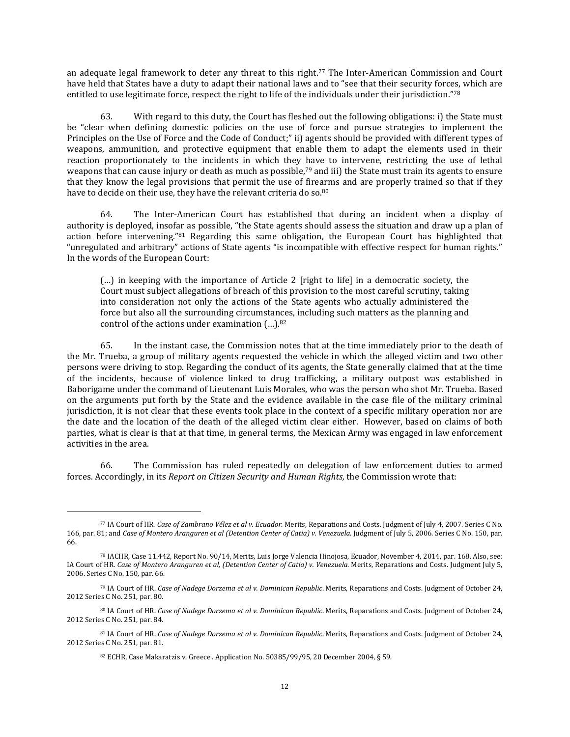an adequate legal framework to deter any threat to this right.[77] The Inter-American Commission and Court have held that States have a duty to adapt their national laws and to "see that their security forces, which are entitled to use legitimate force, respect the right to life of the individuals under their jurisdiction."[78]

63. With regard to this duty, the Court has fleshed out the following obligations: i) the State must be "clear when defining domestic policies on the use of force and pursue strategies to implement the Principles on the Use of Force and the Code of Conduct;" ii) agents should be provided with different types of weapons, ammunition, and protective equipment that enable them to adapt the elements used in their reaction proportionately to the incidents in which they have to intervene, restricting the use of lethal weapons that can cause injury or death as much as possible,[79] and iii) the State must train its agents to ensure that they know the legal provisions that permit the use of firearms and are properly trained so that if they have to decide on their use, they have the relevant criteria do so.[80]

64. The Inter-American Court has established that during an incident when a display of authority is deployed, insofar as possible, "the State agents should assess the situation and draw up a plan of action before intervening."[81] Regarding this same obligation, the European Court has highlighted that "unregulated and arbitrary" actions of State agents "is incompatible with effective respect for human rights." In the words of the European Court:

> (…) in keeping with the importance of Article 2 [right to life] in a democratic society, the Court must subject allegations of breach of this provision to the most careful scrutiny, taking into consideration not only the actions of the State agents who actually administered the force but also all the surrounding circumstances, including such matters as the planning and control of the actions under examination (…).[82]

65. In the instant case, the Commission notes that at the time immediately prior to the death of the Mr. Trueba, a group of military agents requested the vehicle in which the alleged victim and two other persons were driving to stop. Regarding the conduct of its agents, the State generally claimed that at the time of the incidents, because of violence linked to drug trafficking, a military outpost was established in Baborigame under the command of Lieutenant Luis Morales, who was the person who shot Mr. Trueba. Based on the arguments put forth by the State and the evidence available in the case file of the military criminal jurisdiction, it is not clear that these events took place in the context of a specific military operation nor are the date and the location of the death of the alleged victim clear either. However, based on claims of both parties, what is clear is that at that time, in general terms, the Mexican Army was engaged in law enforcement activities in the area.

66. The Commission has ruled repeatedly on delegation of law enforcement duties to armed forces. Accordingly, in its *Report on Citizen Security and Human Rights,* the Commission wrote that:

---

[77] IA Court of HR. *Case of Zambrano Vélez et al v. Ecuador.* Merits, Reparations and Costs. Judgment of July 4, 2007. Series C No. 166, par. 81; and *Case of Montero Aranguren et al (Detention Center of Catia) v. Venezuela.* Judgment of July 5, 2006. Series C No. 150, par. 66.

[78] IACHR, Case 11.442, Report No. 90/14, Merits, Luis Jorge Valencia Hinojosa, Ecuador, November 4, 2014, par. 168. Also, see: IA Court of HR. *Case of Montero Aranguren et al, (Detention Center of Catia) v. Venezuela.* Merits, Reparations and Costs. Judgment July 5, 2006. Series C No. 150, par. 66.

[79] IA Court of HR. *Case of Nadege Dorzema et al v. Dominican Republic.* Merits, Reparations and Costs. Judgment of October 24, 2012 Series C No. 251, par. 80.

[80] IA Court of HR. *Case of Nadege Dorzema et al v. Dominican Republic.* Merits, Reparations and Costs. Judgment of October 24, 2012 Series C No. 251, par. 84.

[81] IA Court of HR. *Case of Nadege Dorzema et al v. Dominican Republic.* Merits, Reparations and Costs. Judgment of October 24, 2012 Series C No. 251, par. 81.

[82] ECHR, Case Makaratzis v. Greece . Application No. 50385/99/95, 20 December 2004, § 59.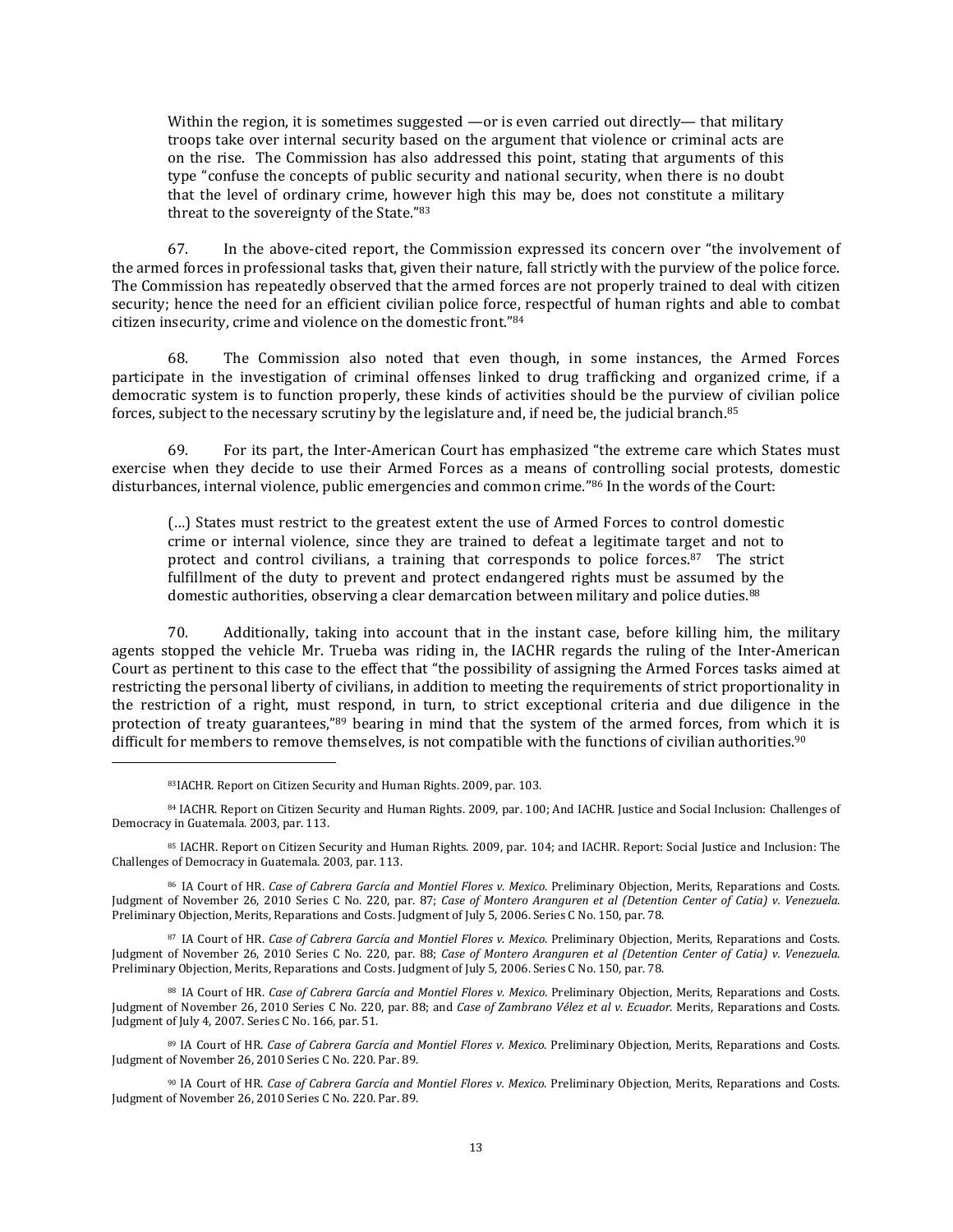> Within the region, it is sometimes suggested —or is even carried out directly— that military troops take over internal security based on the argument that violence or criminal acts are on the rise. The Commission has also addressed this point, stating that arguments of this type "confuse the concepts of public security and national security, when there is no doubt that the level of ordinary crime, however high this may be, does not constitute a military threat to the sovereignty of the State."[83]

67. In the above-cited report, the Commission expressed its concern over "the involvement of the armed forces in professional tasks that, given their nature, fall strictly with the purview of the police force. The Commission has repeatedly observed that the armed forces are not properly trained to deal with citizen security; hence the need for an efficient civilian police force, respectful of human rights and able to combat citizen insecurity, crime and violence on the domestic front."[84]

68. The Commission also noted that even though, in some instances, the Armed Forces participate in the investigation of criminal offenses linked to drug trafficking and organized crime, if a democratic system is to function properly, these kinds of activities should be the purview of civilian police forces, subject to the necessary scrutiny by the legislature and, if need be, the judicial branch.[85]

69. For its part, the Inter-American Court has emphasized "the extreme care which States must exercise when they decide to use their Armed Forces as a means of controlling social protests, domestic disturbances, internal violence, public emergencies and common crime."[86] In the words of the Court:

> (…) States must restrict to the greatest extent the use of Armed Forces to control domestic crime or internal violence, since they are trained to defeat a legitimate target and not to protect and control civilians, a training that corresponds to police forces.[87] The strict fulfillment of the duty to prevent and protect endangered rights must be assumed by the domestic authorities, observing a clear demarcation between military and police duties.[88]

70. Additionally, taking into account that in the instant case, before killing him, the military agents stopped the vehicle Mr. Trueba was riding in, the IACHR regards the ruling of the Inter-American Court as pertinent to this case to the effect that "the possibility of assigning the Armed Forces tasks aimed at restricting the personal liberty of civilians, in addition to meeting the requirements of strict proportionality in the restriction of a right, must respond, in turn, to strict exceptional criteria and due diligence in the protection of treaty guarantees,"[89] bearing in mind that the system of the armed forces, from which it is difficult for members to remove themselves, is not compatible with the functions of civilian authorities.[90]

---

[83] IACHR. Report on Citizen Security and Human Rights. 2009, par. 103.

[84] IACHR. Report on Citizen Security and Human Rights. 2009, par. 100; And IACHR. Justice and Social Inclusion: Challenges of Democracy in Guatemala. 2003, par. 113.

[85] IACHR. Report on Citizen Security and Human Rights. 2009, par. 104; and IACHR. Report: Social Justice and Inclusion: The Challenges of Democracy in Guatemala. 2003, par. 113.

[86] IA Court of HR. *Case of Cabrera García and Montiel Flores v. Mexico*. Preliminary Objection, Merits, Reparations and Costs. Judgment of November 26, 2010 Series C No. 220, par. 87; *Case of Montero Aranguren et al (Detention Center of Catia) v. Venezuela*. Preliminary Objection, Merits, Reparations and Costs. Judgment of July 5, 2006. Series C No. 150, par. 78.

[87] IA Court of HR. *Case of Cabrera García and Montiel Flores v. Mexico*. Preliminary Objection, Merits, Reparations and Costs. Judgment of November 26, 2010 Series C No. 220, par. 88; *Case of Montero Aranguren et al (Detention Center of Catia) v. Venezuela*. Preliminary Objection, Merits, Reparations and Costs. Judgment of July 5, 2006. Series C No. 150, par. 78.

[88] IA Court of HR. *Case of Cabrera García and Montiel Flores v. Mexico*. Preliminary Objection, Merits, Reparations and Costs. Judgment of November 26, 2010 Series C No. 220, par. 88; and *Case of Zambrano Vélez et al v. Ecuador*. Merits, Reparations and Costs. Judgment of July 4, 2007. Series C No. 166, par. 51.

[89] IA Court of HR. *Case of Cabrera García and Montiel Flores v. Mexico*. Preliminary Objection, Merits, Reparations and Costs. Judgment of November 26, 2010 Series C No. 220. Par. 89.

[90] IA Court of HR. *Case of Cabrera García and Montiel Flores v. Mexico*. Preliminary Objection, Merits, Reparations and Costs. Judgment of November 26, 2010 Series C No. 220. Par. 89.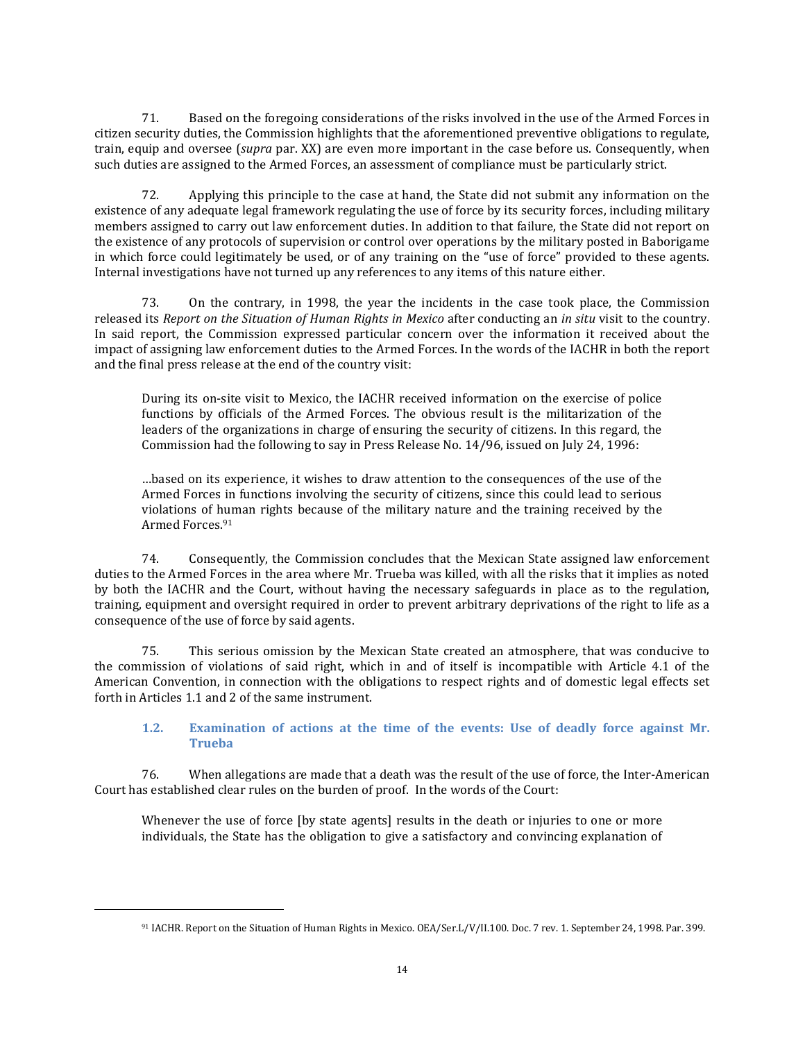71. Based on the foregoing considerations of the risks involved in the use of the Armed Forces in citizen security duties, the Commission highlights that the aforementioned preventive obligations to regulate, train, equip and oversee (*supra* par. XX) are even more important in the case before us. Consequently, when such duties are assigned to the Armed Forces, an assessment of compliance must be particularly strict.

72. Applying this principle to the case at hand, the State did not submit any information on the existence of any adequate legal framework regulating the use of force by its security forces, including military members assigned to carry out law enforcement duties. In addition to that failure, the State did not report on the existence of any protocols of supervision or control over operations by the military posted in Baborigame in which force could legitimately be used, or of any training on the "use of force" provided to these agents. Internal investigations have not turned up any references to any items of this nature either.

73. On the contrary, in 1998, the year the incidents in the case took place, the Commission released its *Report on the Situation of Human Rights in Mexico* after conducting an *in situ* visit to the country. In said report, the Commission expressed particular concern over the information it received about the impact of assigning law enforcement duties to the Armed Forces. In the words of the IACHR in both the report and the final press release at the end of the country visit:

> During its on-site visit to Mexico, the IACHR received information on the exercise of police functions by officials of the Armed Forces. The obvious result is the militarization of the leaders of the organizations in charge of ensuring the security of citizens. In this regard, the Commission had the following to say in Press Release No. 14/96, issued on July 24, 1996:
>
> …based on its experience, it wishes to draw attention to the consequences of the use of the Armed Forces in functions involving the security of citizens, since this could lead to serious violations of human rights because of the military nature and the training received by the Armed Forces.[91]

74. Consequently, the Commission concludes that the Mexican State assigned law enforcement duties to the Armed Forces in the area where Mr. Trueba was killed, with all the risks that it implies as noted by both the IACHR and the Court, without having the necessary safeguards in place as to the regulation, training, equipment and oversight required in order to prevent arbitrary deprivations of the right to life as a consequence of the use of force by said agents.

75. This serious omission by the Mexican State created an atmosphere, that was conducive to the commission of violations of said right, which in and of itself is incompatible with Article 4.1 of the American Convention, in connection with the obligations to respect rights and of domestic legal effects set forth in Articles 1.1 and 2 of the same instrument.

### 1.2. Examination of actions at the time of the events: Use of deadly force against Mr. Trueba

76. When allegations are made that a death was the result of the use of force, the Inter-American Court has established clear rules on the burden of proof. In the words of the Court:

> Whenever the use of force [by state agents] results in the death or injuries to one or more individuals, the State has the obligation to give a satisfactory and convincing explanation of

[91] IACHR. Report on the Situation of Human Rights in Mexico. OEA/Ser.L/V/II.100. Doc. 7 rev. 1. September 24, 1998. Par. 399.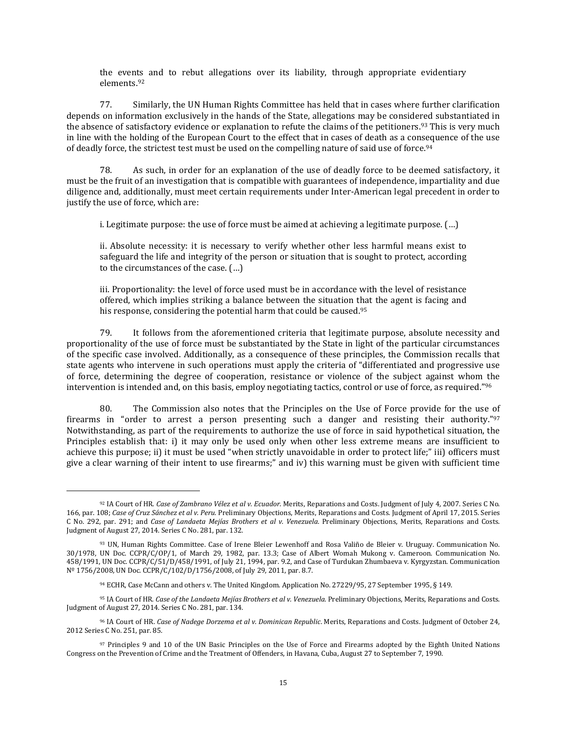the events and to rebut allegations over its liability, through appropriate evidentiary elements.[92]

77. Similarly, the UN Human Rights Committee has held that in cases where further clarification depends on information exclusively in the hands of the State, allegations may be considered substantiated in the absence of satisfactory evidence or explanation to refute the claims of the petitioners.[93] This is very much in line with the holding of the European Court to the effect that in cases of death as a consequence of the use of deadly force, the strictest test must be used on the compelling nature of said use of force.[94]

78. As such, in order for an explanation of the use of deadly force to be deemed satisfactory, it must be the fruit of an investigation that is compatible with guarantees of independence, impartiality and due diligence and, additionally, must meet certain requirements under Inter-American legal precedent in order to justify the use of force, which are:

> i. Legitimate purpose: the use of force must be aimed at achieving a legitimate purpose. (…)
>
> ii. Absolute necessity: it is necessary to verify whether other less harmful means exist to safeguard the life and integrity of the person or situation that is sought to protect, according to the circumstances of the case. (…)
>
> iii. Proportionality: the level of force used must be in accordance with the level of resistance offered, which implies striking a balance between the situation that the agent is facing and his response, considering the potential harm that could be caused.[95]

79. It follows from the aforementioned criteria that legitimate purpose, absolute necessity and proportionality of the use of force must be substantiated by the State in light of the particular circumstances of the specific case involved. Additionally, as a consequence of these principles, the Commission recalls that state agents who intervene in such operations must apply the criteria of "differentiated and progressive use of force, determining the degree of cooperation, resistance or violence of the subject against whom the intervention is intended and, on this basis, employ negotiating tactics, control or use of force, as required."[96]

80. The Commission also notes that the Principles on the Use of Force provide for the use of firearms in "order to arrest a person presenting such a danger and resisting their authority."[97] Notwithstanding, as part of the requirements to authorize the use of force in said hypothetical situation, the Principles establish that: i) it may only be used only when other less extreme means are insufficient to achieve this purpose; ii) it must be used "when strictly unavoidable in order to protect life;" iii) officers must give a clear warning of their intent to use firearms;" and iv) this warning must be given with sufficient time

---

[92] IA Court of HR. *Case of Zambrano Vélez et al v. Ecuador*. Merits, Reparations and Costs. Judgment of July 4, 2007. Series C No. 166, par. 108; *Case of Cruz Sánchez et al v. Peru*. Preliminary Objections, Merits, Reparations and Costs. Judgment of April 17, 2015. Series C No. 292, par. 291; and *Case of Landaeta Mejías Brothers et al v. Venezuela*. Preliminary Objections, Merits, Reparations and Costs. Judgment of August 27, 2014. Series C No. 281, par. 132.

[93] UN, Human Rights Committee. Case of Irene Bleier Lewenhoff and Rosa Valiño de Bleier v. Uruguay. Communication No. 30/1978, UN Doc. CCPR/C/OP/1, of March 29, 1982, par. 13.3; Case of Albert Womah Mukong v. Cameroon. Communication No. 458/1991, UN Doc. CCPR/C/51/D/458/1991, of July 21, 1994, par. 9.2, and Case of Turdukan Zhumbaeva v. Kyrgyzstan. Communication Nº 1756/2008, UN Doc. CCPR/C/102/D/1756/2008, of July 29, 2011, par. 8.7.

[94] ECHR, Case McCann and others v. The United Kingdom. Application No. 27229/95, 27 September 1995, § 149.

[95] IA Court of HR. *Case of the Landaeta Mejías Brothers et al v. Venezuela*. Preliminary Objections, Merits, Reparations and Costs. Judgment of August 27, 2014. Series C No. 281, par. 134.

[96] IA Court of HR. *Case of Nadege Dorzema et al v. Dominican Republic*. Merits, Reparations and Costs. Judgment of October 24, 2012 Series C No. 251, par. 85.

[97] Principles 9 and 10 of the UN Basic Principles on the Use of Force and Firearms adopted by the Eighth United Nations Congress on the Prevention of Crime and the Treatment of Offenders, in Havana, Cuba, August 27 to September 7, 1990.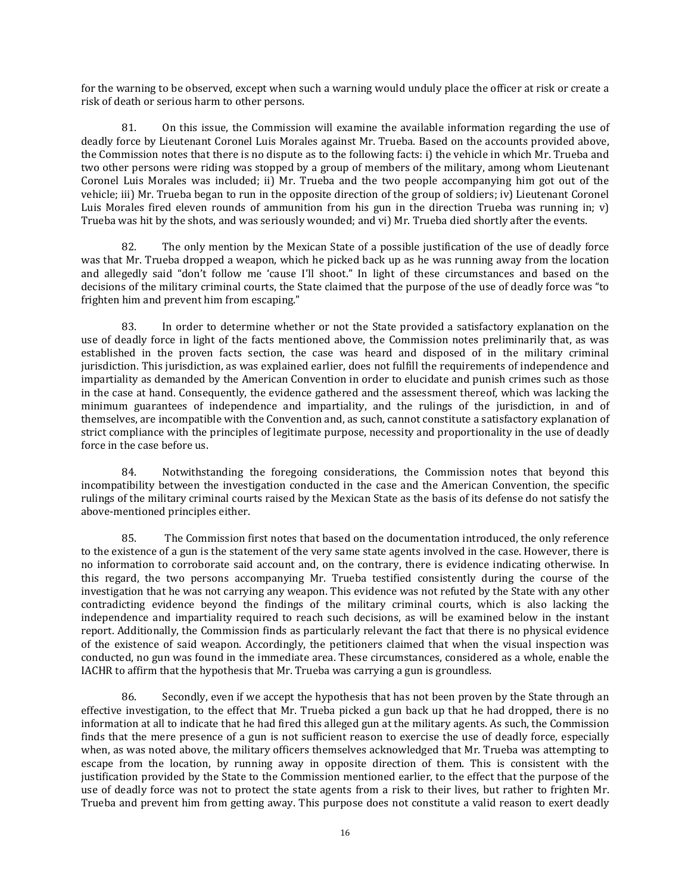for the warning to be observed, except when such a warning would unduly place the officer at risk or create a risk of death or serious harm to other persons.

81. On this issue, the Commission will examine the available information regarding the use of deadly force by Lieutenant Coronel Luis Morales against Mr. Trueba. Based on the accounts provided above, the Commission notes that there is no dispute as to the following facts: i) the vehicle in which Mr. Trueba and two other persons were riding was stopped by a group of members of the military, among whom Lieutenant Coronel Luis Morales was included; ii) Mr. Trueba and the two people accompanying him got out of the vehicle; iii) Mr. Trueba began to run in the opposite direction of the group of soldiers; iv) Lieutenant Coronel Luis Morales fired eleven rounds of ammunition from his gun in the direction Trueba was running in; v) Trueba was hit by the shots, and was seriously wounded; and vi) Mr. Trueba died shortly after the events.

82. The only mention by the Mexican State of a possible justification of the use of deadly force was that Mr. Trueba dropped a weapon, which he picked back up as he was running away from the location and allegedly said "don't follow me 'cause I'll shoot." In light of these circumstances and based on the decisions of the military criminal courts, the State claimed that the purpose of the use of deadly force was "to frighten him and prevent him from escaping."

83. In order to determine whether or not the State provided a satisfactory explanation on the use of deadly force in light of the facts mentioned above, the Commission notes preliminarily that, as was established in the proven facts section, the case was heard and disposed of in the military criminal jurisdiction. This jurisdiction, as was explained earlier, does not fulfill the requirements of independence and impartiality as demanded by the American Convention in order to elucidate and punish crimes such as those in the case at hand. Consequently, the evidence gathered and the assessment thereof, which was lacking the minimum guarantees of independence and impartiality, and the rulings of the jurisdiction, in and of themselves, are incompatible with the Convention and, as such, cannot constitute a satisfactory explanation of strict compliance with the principles of legitimate purpose, necessity and proportionality in the use of deadly force in the case before us.

84. Notwithstanding the foregoing considerations, the Commission notes that beyond this incompatibility between the investigation conducted in the case and the American Convention, the specific rulings of the military criminal courts raised by the Mexican State as the basis of its defense do not satisfy the above-mentioned principles either.

85. The Commission first notes that based on the documentation introduced, the only reference to the existence of a gun is the statement of the very same state agents involved in the case. However, there is no information to corroborate said account and, on the contrary, there is evidence indicating otherwise. In this regard, the two persons accompanying Mr. Trueba testified consistently during the course of the investigation that he was not carrying any weapon. This evidence was not refuted by the State with any other contradicting evidence beyond the findings of the military criminal courts, which is also lacking the independence and impartiality required to reach such decisions, as will be examined below in the instant report. Additionally, the Commission finds as particularly relevant the fact that there is no physical evidence of the existence of said weapon. Accordingly, the petitioners claimed that when the visual inspection was conducted, no gun was found in the immediate area. These circumstances, considered as a whole, enable the IACHR to affirm that the hypothesis that Mr. Trueba was carrying a gun is groundless.

86. Secondly, even if we accept the hypothesis that has not been proven by the State through an effective investigation, to the effect that Mr. Trueba picked a gun back up that he had dropped, there is no information at all to indicate that he had fired this alleged gun at the military agents. As such, the Commission finds that the mere presence of a gun is not sufficient reason to exercise the use of deadly force, especially when, as was noted above, the military officers themselves acknowledged that Mr. Trueba was attempting to escape from the location, by running away in opposite direction of them. This is consistent with the justification provided by the State to the Commission mentioned earlier, to the effect that the purpose of the use of deadly force was not to protect the state agents from a risk to their lives, but rather to frighten Mr. Trueba and prevent him from getting away. This purpose does not constitute a valid reason to exert deadly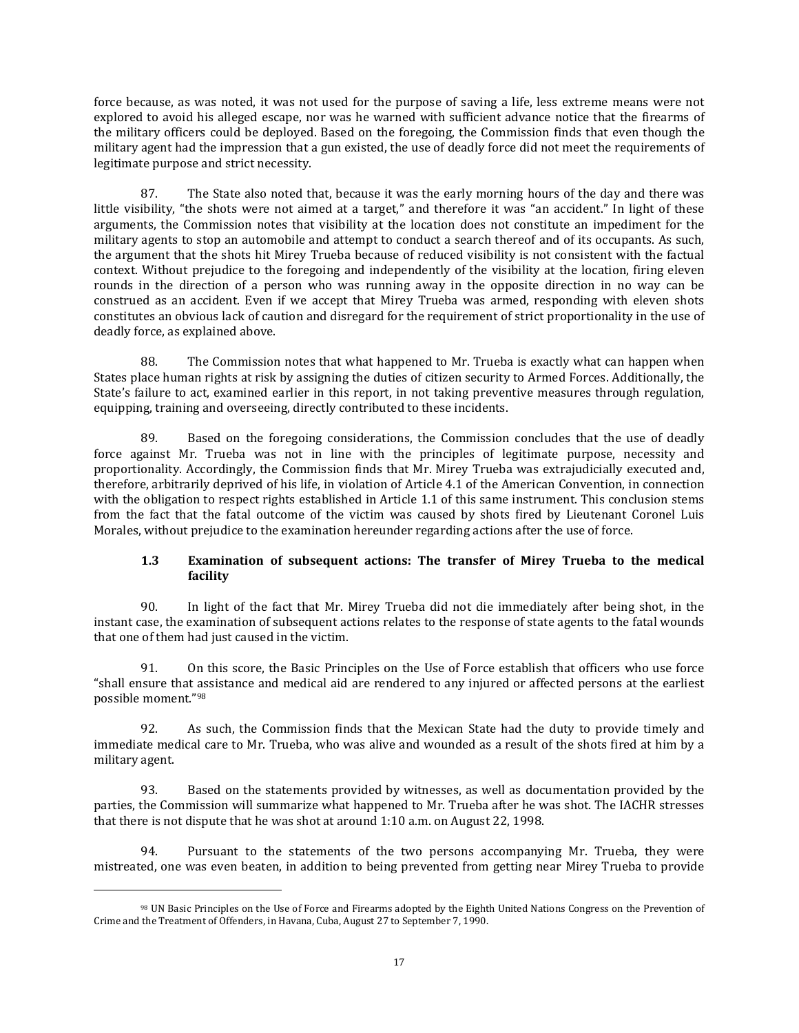force because, as was noted, it was not used for the purpose of saving a life, less extreme means were not explored to avoid his alleged escape, nor was he warned with sufficient advance notice that the firearms of the military officers could be deployed. Based on the foregoing, the Commission finds that even though the military agent had the impression that a gun existed, the use of deadly force did not meet the requirements of legitimate purpose and strict necessity.

87. The State also noted that, because it was the early morning hours of the day and there was little visibility, "the shots were not aimed at a target," and therefore it was "an accident." In light of these arguments, the Commission notes that visibility at the location does not constitute an impediment for the military agents to stop an automobile and attempt to conduct a search thereof and of its occupants. As such, the argument that the shots hit Mirey Trueba because of reduced visibility is not consistent with the factual context. Without prejudice to the foregoing and independently of the visibility at the location, firing eleven rounds in the direction of a person who was running away in the opposite direction in no way can be construed as an accident. Even if we accept that Mirey Trueba was armed, responding with eleven shots constitutes an obvious lack of caution and disregard for the requirement of strict proportionality in the use of deadly force, as explained above.

88. The Commission notes that what happened to Mr. Trueba is exactly what can happen when States place human rights at risk by assigning the duties of citizen security to Armed Forces. Additionally, the State's failure to act, examined earlier in this report, in not taking preventive measures through regulation, equipping, training and overseeing, directly contributed to these incidents.

89. Based on the foregoing considerations, the Commission concludes that the use of deadly force against Mr. Trueba was not in line with the principles of legitimate purpose, necessity and proportionality. Accordingly, the Commission finds that Mr. Mirey Trueba was extrajudicially executed and, therefore, arbitrarily deprived of his life, in violation of Article 4.1 of the American Convention, in connection with the obligation to respect rights established in Article 1.1 of this same instrument. This conclusion stems from the fact that the fatal outcome of the victim was caused by shots fired by Lieutenant Coronel Luis Morales, without prejudice to the examination hereunder regarding actions after the use of force.

### 1.3 Examination of subsequent actions: The transfer of Mirey Trueba to the medical facility

90. In light of the fact that Mr. Mirey Trueba did not die immediately after being shot, in the instant case, the examination of subsequent actions relates to the response of state agents to the fatal wounds that one of them had just caused in the victim.

91. On this score, the Basic Principles on the Use of Force establish that officers who use force "shall ensure that assistance and medical aid are rendered to any injured or affected persons at the earliest possible moment."[98]

92. As such, the Commission finds that the Mexican State had the duty to provide timely and immediate medical care to Mr. Trueba, who was alive and wounded as a result of the shots fired at him by a military agent.

93. Based on the statements provided by witnesses, as well as documentation provided by the parties, the Commission will summarize what happened to Mr. Trueba after he was shot. The IACHR stresses that there is not dispute that he was shot at around 1:10 a.m. on August 22, 1998.

94. Pursuant to the statements of the two persons accompanying Mr. Trueba, they were mistreated, one was even beaten, in addition to being prevented from getting near Mirey Trueba to provide

[98] UN Basic Principles on the Use of Force and Firearms adopted by the Eighth United Nations Congress on the Prevention of Crime and the Treatment of Offenders, in Havana, Cuba, August 27 to September 7, 1990.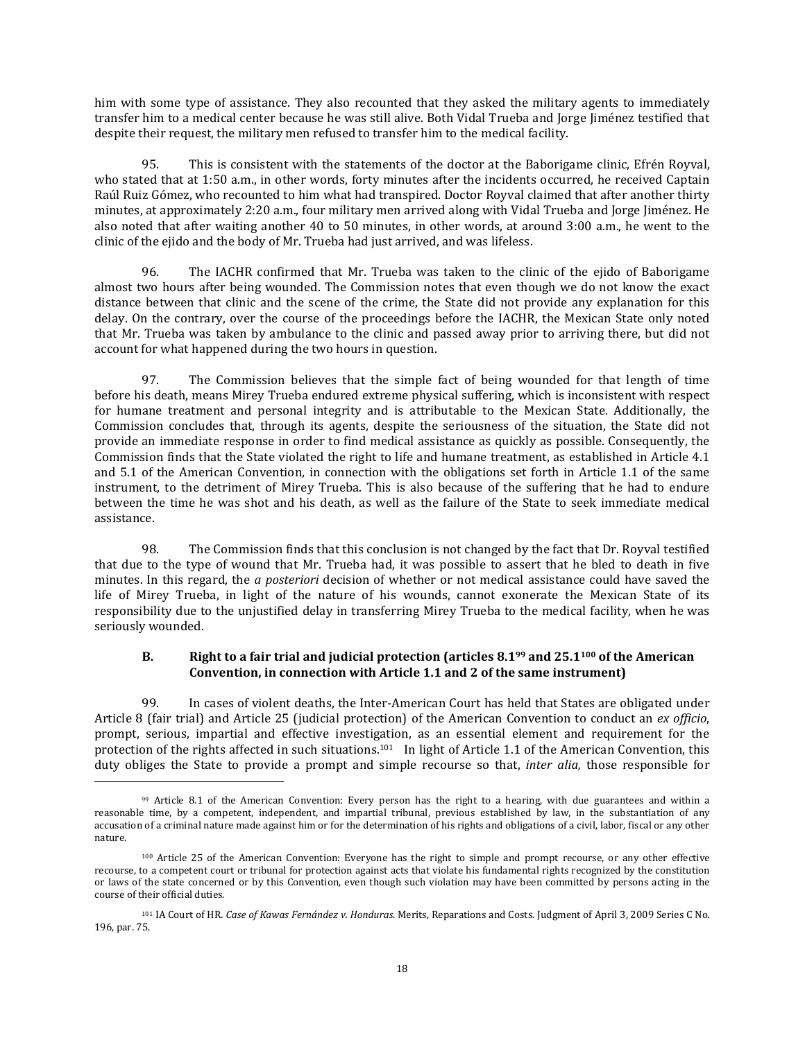him with some type of assistance. They also recounted that they asked the military agents to immediately transfer him to a medical center because he was still alive. Both Vidal Trueba and Jorge Jiménez testified that despite their request, the military men refused to transfer him to the medical facility.

95. This is consistent with the statements of the doctor at the Baborigame clinic, Efrén Royval, who stated that at 1:50 a.m., in other words, forty minutes after the incidents occurred, he received Captain Raúl Ruiz Gómez, who recounted to him what had transpired. Doctor Royval claimed that after another thirty minutes, at approximately 2:20 a.m., four military men arrived along with Vidal Trueba and Jorge Jiménez. He also noted that after waiting another 40 to 50 minutes, in other words, at around 3:00 a.m., he went to the clinic of the ejido and the body of Mr. Trueba had just arrived, and was lifeless.

96. The IACHR confirmed that Mr. Trueba was taken to the clinic of the ejido of Baborigame almost two hours after being wounded. The Commission notes that even though we do not know the exact distance between that clinic and the scene of the crime, the State did not provide any explanation for this delay. On the contrary, over the course of the proceedings before the IACHR, the Mexican State only noted that Mr. Trueba was taken by ambulance to the clinic and passed away prior to arriving there, but did not account for what happened during the two hours in question.

97. The Commission believes that the simple fact of being wounded for that length of time before his death, means Mirey Trueba endured extreme physical suffering, which is inconsistent with respect for humane treatment and personal integrity and is attributable to the Mexican State. Additionally, the Commission concludes that, through its agents, despite the seriousness of the situation, the State did not provide an immediate response in order to find medical assistance as quickly as possible. Consequently, the Commission finds that the State violated the right to life and humane treatment, as established in Article 4.1 and 5.1 of the American Convention, in connection with the obligations set forth in Article 1.1 of the same instrument, to the detriment of Mirey Trueba. This is also because of the suffering that he had to endure between the time he was shot and his death, as well as the failure of the State to seek immediate medical assistance.

98. The Commission finds that this conclusion is not changed by the fact that Dr. Royval testified that due to the type of wound that Mr. Trueba had, it was possible to assert that he bled to death in five minutes. In this regard, the *a posteriori* decision of whether or not medical assistance could have saved the life of Mirey Trueba, in light of the nature of his wounds, cannot exonerate the Mexican State of its responsibility due to the unjustified delay in transferring Mirey Trueba to the medical facility, when he was seriously wounded.

### B. Right to a fair trial and judicial protection (articles 8.1[99] and 25.1[100] of the American Convention, in connection with Article 1.1 and 2 of the same instrument)

99. In cases of violent deaths, the Inter-American Court has held that States are obligated under Article 8 (fair trial) and Article 25 (judicial protection) of the American Convention to conduct an *ex officio*, prompt, serious, impartial and effective investigation, as an essential element and requirement for the protection of the rights affected in such situations.[101] In light of Article 1.1 of the American Convention, this duty obliges the State to provide a prompt and simple recourse so that, *inter alia,* those responsible for

---

[99] Article 8.1 of the American Convention: Every person has the right to a hearing, with due guarantees and within a reasonable time, by a competent, independent, and impartial tribunal, previous established by law, in the substantiation of any accusation of a criminal nature made against him or for the determination of his rights and obligations of a civil, labor, fiscal or any other nature.

[100] Article 25 of the American Convention: Everyone has the right to simple and prompt recourse, or any other effective recourse, to a competent court or tribunal for protection against acts that violate his fundamental rights recognized by the constitution or laws of the state concerned or by this Convention, even though such violation may have been committed by persons acting in the course of their official duties.

[101] IA Court of HR. *Case of Kawas Fernández v. Honduras*. Merits, Reparations and Costs. Judgment of April 3, 2009 Series C No. 196, par. 75.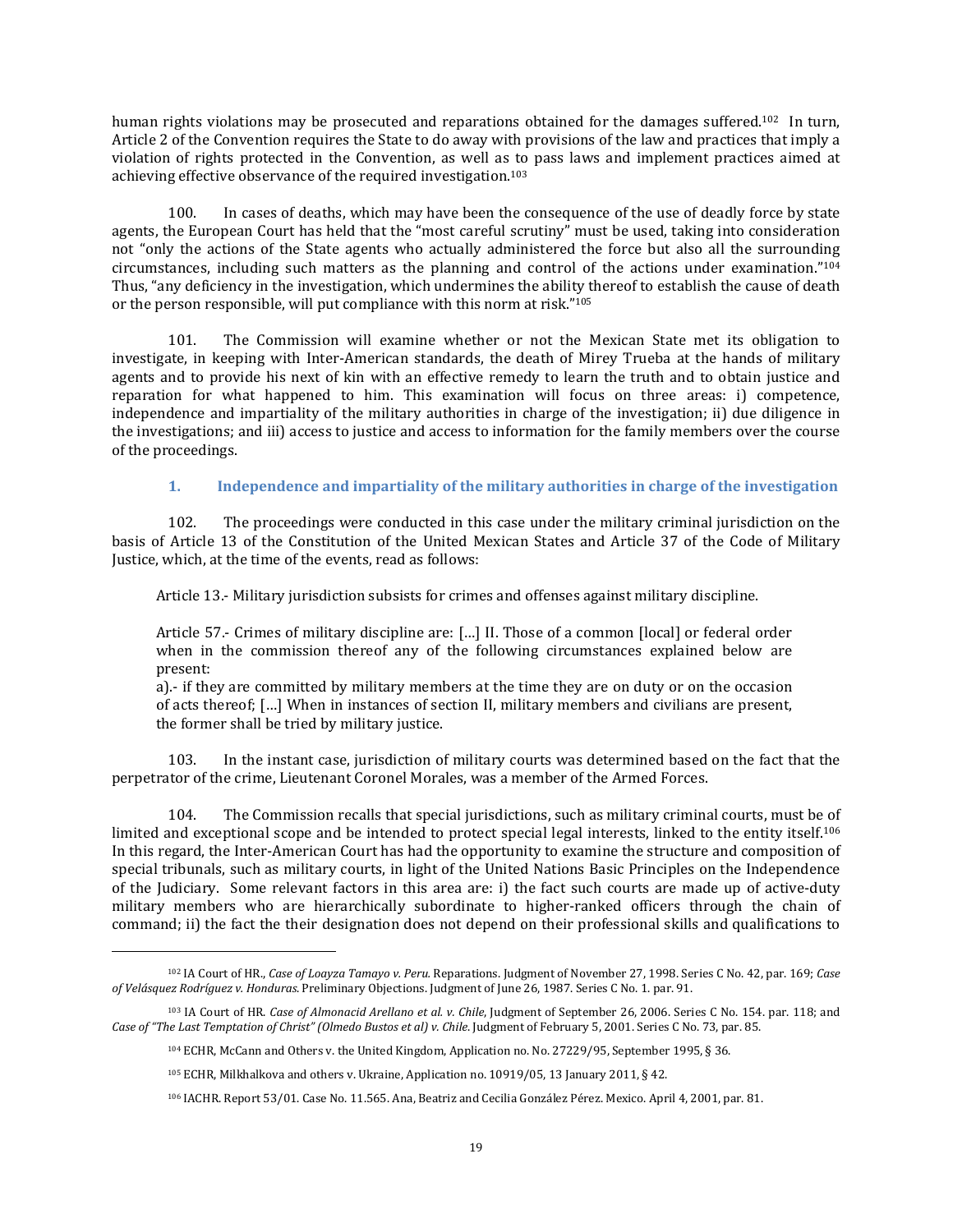human rights violations may be prosecuted and reparations obtained for the damages suffered.[102] In turn, Article 2 of the Convention requires the State to do away with provisions of the law and practices that imply a violation of rights protected in the Convention, as well as to pass laws and implement practices aimed at achieving effective observance of the required investigation.[103]

100. In cases of deaths, which may have been the consequence of the use of deadly force by state agents, the European Court has held that the "most careful scrutiny" must be used, taking into consideration not "only the actions of the State agents who actually administered the force but also all the surrounding circumstances, including such matters as the planning and control of the actions under examination."[104] Thus, "any deficiency in the investigation, which undermines the ability thereof to establish the cause of death or the person responsible, will put compliance with this norm at risk."[105]

101. The Commission will examine whether or not the Mexican State met its obligation to investigate, in keeping with Inter-American standards, the death of Mirey Trueba at the hands of military agents and to provide his next of kin with an effective remedy to learn the truth and to obtain justice and reparation for what happened to him. This examination will focus on three areas: i) competence, independence and impartiality of the military authorities in charge of the investigation; ii) due diligence in the investigations; and iii) access to justice and access to information for the family members over the course of the proceedings.

### 1. Independence and impartiality of the military authorities in charge of the investigation

102. The proceedings were conducted in this case under the military criminal jurisdiction on the basis of Article 13 of the Constitution of the United Mexican States and Article 37 of the Code of Military Justice, which, at the time of the events, read as follows:

> Article 13.- Military jurisdiction subsists for crimes and offenses against military discipline.
>
> Article 57.- Crimes of military discipline are: […] II. Those of a common [local] or federal order when in the commission thereof any of the following circumstances explained below are present:
> a).- if they are committed by military members at the time they are on duty or on the occasion of acts thereof; […] When in instances of section II, military members and civilians are present, the former shall be tried by military justice.

103. In the instant case, jurisdiction of military courts was determined based on the fact that the perpetrator of the crime, Lieutenant Coronel Morales, was a member of the Armed Forces.

104. The Commission recalls that special jurisdictions, such as military criminal courts, must be of limited and exceptional scope and be intended to protect special legal interests, linked to the entity itself.[106] In this regard, the Inter-American Court has had the opportunity to examine the structure and composition of special tribunals, such as military courts, in light of the United Nations Basic Principles on the Independence of the Judiciary. Some relevant factors in this area are: i) the fact such courts are made up of active-duty military members who are hierarchically subordinate to higher-ranked officers through the chain of command; ii) the fact the their designation does not depend on their professional skills and qualifications to

---

[102] IA Court of HR., *Case of Loayza Tamayo v. Peru*. Reparations. Judgment of November 27, 1998. Series C No. 42, par. 169; *Case of Velásquez Rodríguez v. Honduras*. Preliminary Objections. Judgment of June 26, 1987. Series C No. 1. par. 91.

[103] IA Court of HR. *Case of Almonacid Arellano et al. v. Chile*, Judgment of September 26, 2006. Series C No. 154. par. 118; and *Case of "The Last Temptation of Christ" (Olmedo Bustos et al) v. Chile*. Judgment of February 5, 2001. Series C No. 73, par. 85.

[104] ECHR, McCann and Others v. the United Kingdom, Application no. No. 27229/95, September 1995, § 36.

[105] ECHR, Milkhalkova and others v. Ukraine, Application no. 10919/05, 13 January 2011, § 42.

[106] IACHR. Report 53/01. Case No. 11.565. Ana, Beatriz and Cecilia González Pérez. Mexico. April 4, 2001, par. 81.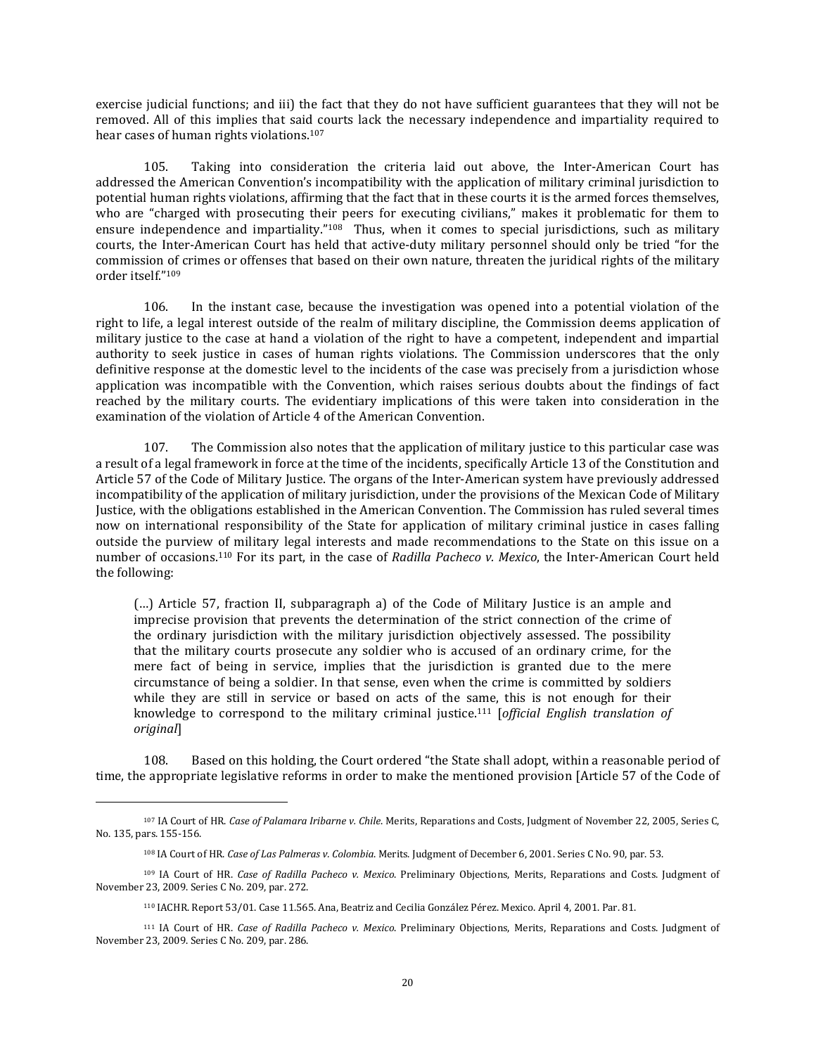exercise judicial functions; and iii) the fact that they do not have sufficient guarantees that they will not be removed. All of this implies that said courts lack the necessary independence and impartiality required to hear cases of human rights violations.[107]

105. Taking into consideration the criteria laid out above, the Inter-American Court has addressed the American Convention's incompatibility with the application of military criminal jurisdiction to potential human rights violations, affirming that the fact that in these courts it is the armed forces themselves, who are "charged with prosecuting their peers for executing civilians," makes it problematic for them to ensure independence and impartiality."[108] Thus, when it comes to special jurisdictions, such as military courts, the Inter-American Court has held that active-duty military personnel should only be tried "for the commission of crimes or offenses that based on their own nature, threaten the juridical rights of the military order itself."[109]

106. In the instant case, because the investigation was opened into a potential violation of the right to life, a legal interest outside of the realm of military discipline, the Commission deems application of military justice to the case at hand a violation of the right to have a competent, independent and impartial authority to seek justice in cases of human rights violations. The Commission underscores that the only definitive response at the domestic level to the incidents of the case was precisely from a jurisdiction whose application was incompatible with the Convention, which raises serious doubts about the findings of fact reached by the military courts. The evidentiary implications of this were taken into consideration in the examination of the violation of Article 4 of the American Convention.

107. The Commission also notes that the application of military justice to this particular case was a result of a legal framework in force at the time of the incidents, specifically Article 13 of the Constitution and Article 57 of the Code of Military Justice. The organs of the Inter-American system have previously addressed incompatibility of the application of military jurisdiction, under the provisions of the Mexican Code of Military Justice, with the obligations established in the American Convention. The Commission has ruled several times now on international responsibility of the State for application of military criminal justice in cases falling outside the purview of military legal interests and made recommendations to the State on this issue on a number of occasions.[110] For its part, in the case of *Radilla Pacheco v. Mexico*, the Inter-American Court held the following:

> (…) Article 57, fraction II, subparagraph a) of the Code of Military Justice is an ample and imprecise provision that prevents the determination of the strict connection of the crime of the ordinary jurisdiction with the military jurisdiction objectively assessed. The possibility that the military courts prosecute any soldier who is accused of an ordinary crime, for the mere fact of being in service, implies that the jurisdiction is granted due to the mere circumstance of being a soldier. In that sense, even when the crime is committed by soldiers while they are still in service or based on acts of the same, this is not enough for their knowledge to correspond to the military criminal justice.[111] [*official English translation of original*]

108. Based on this holding, the Court ordered "the State shall adopt, within a reasonable period of time, the appropriate legislative reforms in order to make the mentioned provision [Article 57 of the Code of

---

[107] IA Court of HR. *Case of Palamara Iribarne v. Chile*. Merits, Reparations and Costs, Judgment of November 22, 2005, Series C, No. 135, pars. 155-156.

[108] IA Court of HR. *Case of Las Palmeras v. Colombia*. Merits. Judgment of December 6, 2001. Series C No. 90, par. 53.

[109] IA Court of HR. *Case of Radilla Pacheco v. Mexico*. Preliminary Objections, Merits, Reparations and Costs. Judgment of November 23, 2009. Series C No. 209, par. 272.

[110] IACHR. Report 53/01. Case 11.565. Ana, Beatriz and Cecilia González Pérez. Mexico. April 4, 2001. Par. 81.

[111] IA Court of HR. *Case of Radilla Pacheco v. Mexico*. Preliminary Objections, Merits, Reparations and Costs. Judgment of November 23, 2009. Series C No. 209, par. 286.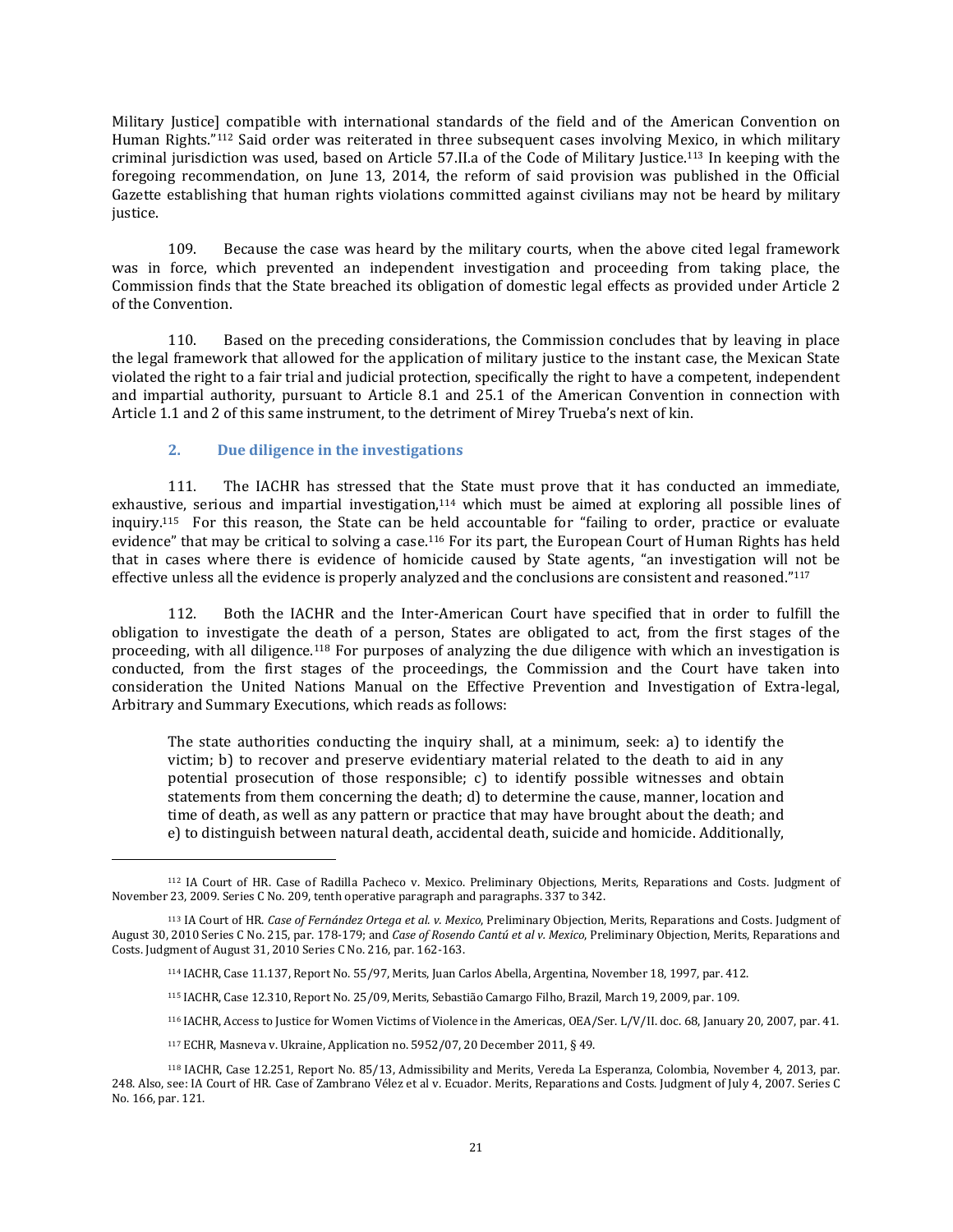Military Justice] compatible with international standards of the field and of the American Convention on Human Rights."[112] Said order was reiterated in three subsequent cases involving Mexico, in which military criminal jurisdiction was used, based on Article 57.II.a of the Code of Military Justice.[113] In keeping with the foregoing recommendation, on June 13, 2014, the reform of said provision was published in the Official Gazette establishing that human rights violations committed against civilians may not be heard by military justice.

109. Because the case was heard by the military courts, when the above cited legal framework was in force, which prevented an independent investigation and proceeding from taking place, the Commission finds that the State breached its obligation of domestic legal effects as provided under Article 2 of the Convention.

110. Based on the preceding considerations, the Commission concludes that by leaving in place the legal framework that allowed for the application of military justice to the instant case, the Mexican State violated the right to a fair trial and judicial protection, specifically the right to have a competent, independent and impartial authority, pursuant to Article 8.1 and 25.1 of the American Convention in connection with Article 1.1 and 2 of this same instrument, to the detriment of Mirey Trueba's next of kin.

### 2. Due diligence in the investigations

111. The IACHR has stressed that the State must prove that it has conducted an immediate, exhaustive, serious and impartial investigation,[114] which must be aimed at exploring all possible lines of inquiry.[115] For this reason, the State can be held accountable for "failing to order, practice or evaluate evidence" that may be critical to solving a case.[116] For its part, the European Court of Human Rights has held that in cases where there is evidence of homicide caused by State agents, "an investigation will not be effective unless all the evidence is properly analyzed and the conclusions are consistent and reasoned."[117]

112. Both the IACHR and the Inter-American Court have specified that in order to fulfill the obligation to investigate the death of a person, States are obligated to act, from the first stages of the proceeding, with all diligence.[118] For purposes of analyzing the due diligence with which an investigation is conducted, from the first stages of the proceedings, the Commission and the Court have taken into consideration the United Nations Manual on the Effective Prevention and Investigation of Extra-legal, Arbitrary and Summary Executions, which reads as follows:

> The state authorities conducting the inquiry shall, at a minimum, seek: a) to identify the victim; b) to recover and preserve evidentiary material related to the death to aid in any potential prosecution of those responsible; c) to identify possible witnesses and obtain statements from them concerning the death; d) to determine the cause, manner, location and time of death, as well as any pattern or practice that may have brought about the death; and e) to distinguish between natural death, accidental death, suicide and homicide. Additionally,

---

[112] IA Court of HR. Case of Radilla Pacheco v. Mexico. Preliminary Objections, Merits, Reparations and Costs. Judgment of November 23, 2009. Series C No. 209, tenth operative paragraph and paragraphs. 337 to 342.

[113] IA Court of HR. *Case of Fernández Ortega et al. v. Mexico*, Preliminary Objection, Merits, Reparations and Costs. Judgment of August 30, 2010 Series C No. 215, par. 178-179; and *Case of Rosendo Cantú et al v. Mexico*, Preliminary Objection, Merits, Reparations and Costs. Judgment of August 31, 2010 Series C No. 216, par. 162-163.

[114] IACHR, Case 11.137, Report No. 55/97, Merits, Juan Carlos Abella, Argentina, November 18, 1997, par. 412.

[115] IACHR, Case 12.310, Report No. 25/09, Merits, Sebastião Camargo Filho, Brazil, March 19, 2009, par. 109.

[116] IACHR, Access to Justice for Women Victims of Violence in the Americas, OEA/Ser. L/V/II. doc. 68, January 20, 2007, par. 41.

[117] ECHR, Masneva v. Ukraine, Application no. 5952/07, 20 December 2011, § 49.

[118] IACHR, Case 12.251, Report No. 85/13, Admissibility and Merits, Vereda La Esperanza, Colombia, November 4, 2013, par. 248. Also, see: IA Court of HR. Case of Zambrano Vélez et al v. Ecuador. Merits, Reparations and Costs. Judgment of July 4, 2007. Series C No. 166, par. 121.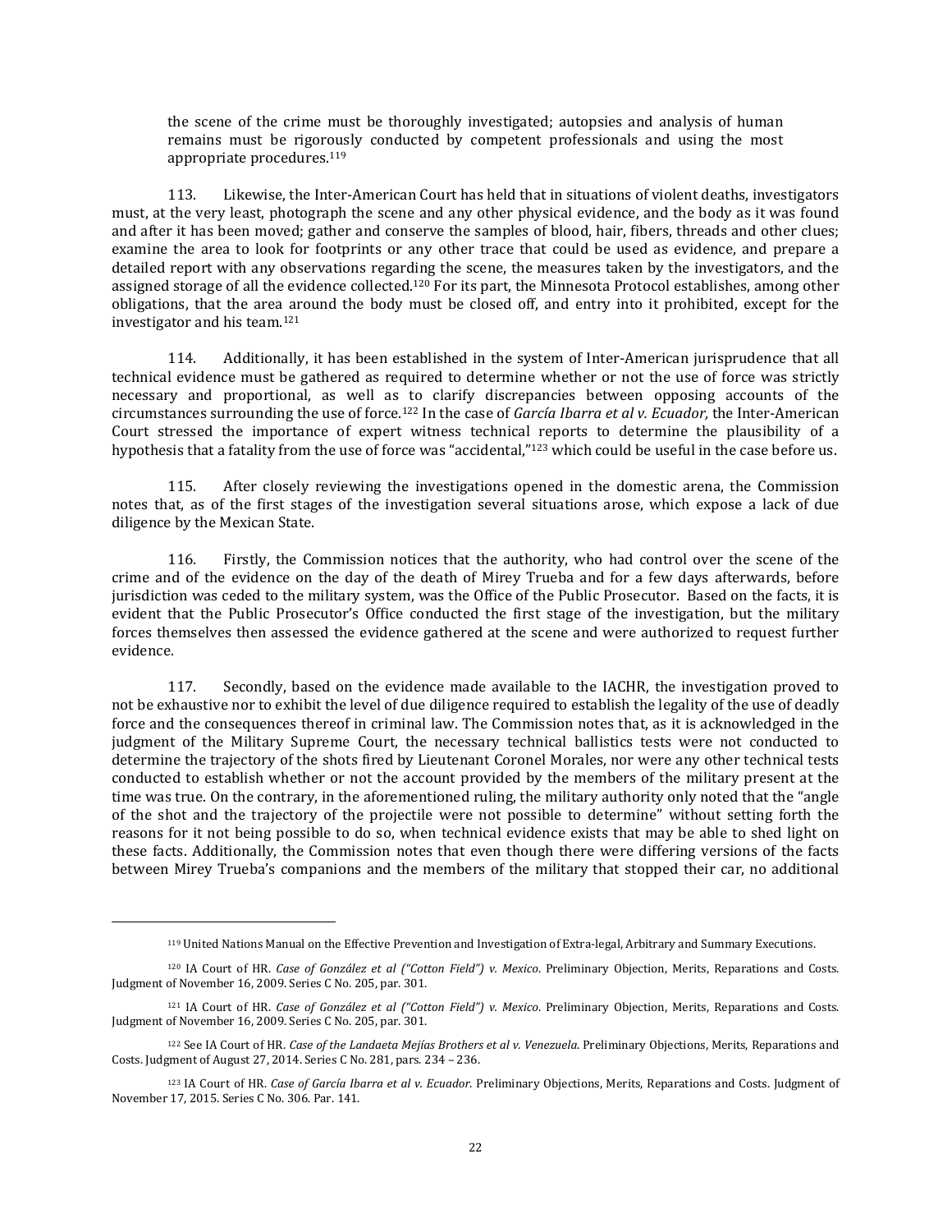the scene of the crime must be thoroughly investigated; autopsies and analysis of human remains must be rigorously conducted by competent professionals and using the most appropriate procedures.[119]

113. Likewise, the Inter-American Court has held that in situations of violent deaths, investigators must, at the very least, photograph the scene and any other physical evidence, and the body as it was found and after it has been moved; gather and conserve the samples of blood, hair, fibers, threads and other clues; examine the area to look for footprints or any other trace that could be used as evidence, and prepare a detailed report with any observations regarding the scene, the measures taken by the investigators, and the assigned storage of all the evidence collected.[120] For its part, the Minnesota Protocol establishes, among other obligations, that the area around the body must be closed off, and entry into it prohibited, except for the investigator and his team.[121]

114. Additionally, it has been established in the system of Inter-American jurisprudence that all technical evidence must be gathered as required to determine whether or not the use of force was strictly necessary and proportional, as well as to clarify discrepancies between opposing accounts of the circumstances surrounding the use of force.[122] In the case of *García Ibarra et al v. Ecuador,* the Inter-American Court stressed the importance of expert witness technical reports to determine the plausibility of a hypothesis that a fatality from the use of force was "accidental,"[123] which could be useful in the case before us.

115. After closely reviewing the investigations opened in the domestic arena, the Commission notes that, as of the first stages of the investigation several situations arose, which expose a lack of due diligence by the Mexican State.

116. Firstly, the Commission notices that the authority, who had control over the scene of the crime and of the evidence on the day of the death of Mirey Trueba and for a few days afterwards, before jurisdiction was ceded to the military system, was the Office of the Public Prosecutor. Based on the facts, it is evident that the Public Prosecutor's Office conducted the first stage of the investigation, but the military forces themselves then assessed the evidence gathered at the scene and were authorized to request further evidence.

117. Secondly, based on the evidence made available to the IACHR, the investigation proved to not be exhaustive nor to exhibit the level of due diligence required to establish the legality of the use of deadly force and the consequences thereof in criminal law. The Commission notes that, as it is acknowledged in the judgment of the Military Supreme Court, the necessary technical ballistics tests were not conducted to determine the trajectory of the shots fired by Lieutenant Coronel Morales, nor were any other technical tests conducted to establish whether or not the account provided by the members of the military present at the time was true. On the contrary, in the aforementioned ruling, the military authority only noted that the "angle of the shot and the trajectory of the projectile were not possible to determine" without setting forth the reasons for it not being possible to do so, when technical evidence exists that may be able to shed light on these facts. Additionally, the Commission notes that even though there were differing versions of the facts between Mirey Trueba's companions and the members of the military that stopped their car, no additional

---

[119] United Nations Manual on the Effective Prevention and Investigation of Extra-legal, Arbitrary and Summary Executions.

[120] IA Court of HR. *Case of González et al ("Cotton Field") v. Mexico*. Preliminary Objection, Merits, Reparations and Costs. Judgment of November 16, 2009. Series C No. 205, par. 301.

[121] IA Court of HR. *Case of González et al ("Cotton Field") v. Mexico*. Preliminary Objection, Merits, Reparations and Costs. Judgment of November 16, 2009. Series C No. 205, par. 301.

[122] See IA Court of HR. *Case of the Landaeta Mejías Brothers et al v. Venezuela*. Preliminary Objections, Merits, Reparations and Costs. Judgment of August 27, 2014. Series C No. 281, pars. 234 – 236.

[123] IA Court of HR. *Case of García Ibarra et al v. Ecuador*. Preliminary Objections, Merits, Reparations and Costs. Judgment of November 17, 2015. Series C No. 306. Par. 141.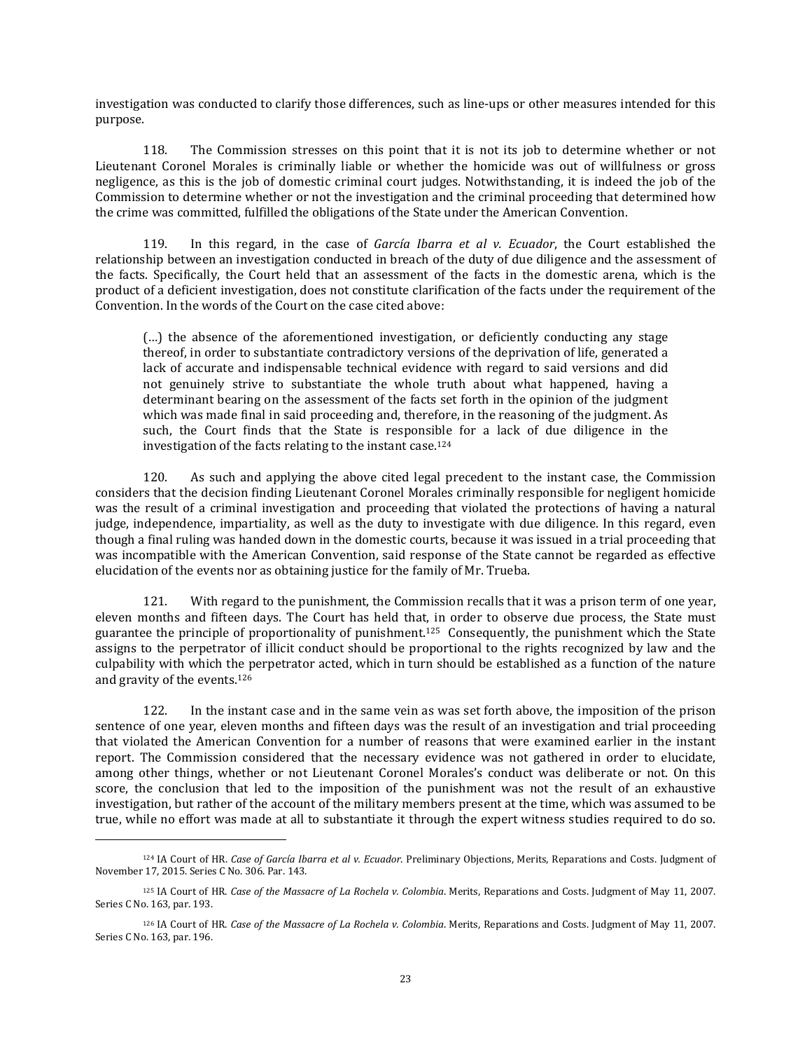investigation was conducted to clarify those differences, such as line-ups or other measures intended for this purpose.

118. The Commission stresses on this point that it is not its job to determine whether or not Lieutenant Coronel Morales is criminally liable or whether the homicide was out of willfulness or gross negligence, as this is the job of domestic criminal court judges. Notwithstanding, it is indeed the job of the Commission to determine whether or not the investigation and the criminal proceeding that determined how the crime was committed, fulfilled the obligations of the State under the American Convention.

119. In this regard, in the case of *García Ibarra et al v. Ecuador*, the Court established the relationship between an investigation conducted in breach of the duty of due diligence and the assessment of the facts. Specifically, the Court held that an assessment of the facts in the domestic arena, which is the product of a deficient investigation, does not constitute clarification of the facts under the requirement of the Convention. In the words of the Court on the case cited above:

> (…) the absence of the aforementioned investigation, or deficiently conducting any stage thereof, in order to substantiate contradictory versions of the deprivation of life, generated a lack of accurate and indispensable technical evidence with regard to said versions and did not genuinely strive to substantiate the whole truth about what happened, having a determinant bearing on the assessment of the facts set forth in the opinion of the judgment which was made final in said proceeding and, therefore, in the reasoning of the judgment. As such, the Court finds that the State is responsible for a lack of due diligence in the investigation of the facts relating to the instant case.[124]

120. As such and applying the above cited legal precedent to the instant case, the Commission considers that the decision finding Lieutenant Coronel Morales criminally responsible for negligent homicide was the result of a criminal investigation and proceeding that violated the protections of having a natural judge, independence, impartiality, as well as the duty to investigate with due diligence. In this regard, even though a final ruling was handed down in the domestic courts, because it was issued in a trial proceeding that was incompatible with the American Convention, said response of the State cannot be regarded as effective elucidation of the events nor as obtaining justice for the family of Mr. Trueba.

121. With regard to the punishment, the Commission recalls that it was a prison term of one year, eleven months and fifteen days. The Court has held that, in order to observe due process, the State must guarantee the principle of proportionality of punishment.[125] Consequently, the punishment which the State assigns to the perpetrator of illicit conduct should be proportional to the rights recognized by law and the culpability with which the perpetrator acted, which in turn should be established as a function of the nature and gravity of the events.[126]

122. In the instant case and in the same vein as was set forth above, the imposition of the prison sentence of one year, eleven months and fifteen days was the result of an investigation and trial proceeding that violated the American Convention for a number of reasons that were examined earlier in the instant report. The Commission considered that the necessary evidence was not gathered in order to elucidate, among other things, whether or not Lieutenant Coronel Morales's conduct was deliberate or not. On this score, the conclusion that led to the imposition of the punishment was not the result of an exhaustive investigation, but rather of the account of the military members present at the time, which was assumed to be true, while no effort was made at all to substantiate it through the expert witness studies required to do so.

---

[124] IA Court of HR. *Case of García Ibarra et al v. Ecuador.* Preliminary Objections, Merits, Reparations and Costs. Judgment of November 17, 2015. Series C No. 306. Par. 143.

[125] IA Court of HR. *Case of the Massacre of La Rochela v. Colombia*. Merits, Reparations and Costs. Judgment of May 11, 2007. Series C No. 163, par. 193.

[126] IA Court of HR. *Case of the Massacre of La Rochela v. Colombia*. Merits, Reparations and Costs. Judgment of May 11, 2007. Series C No. 163, par. 196.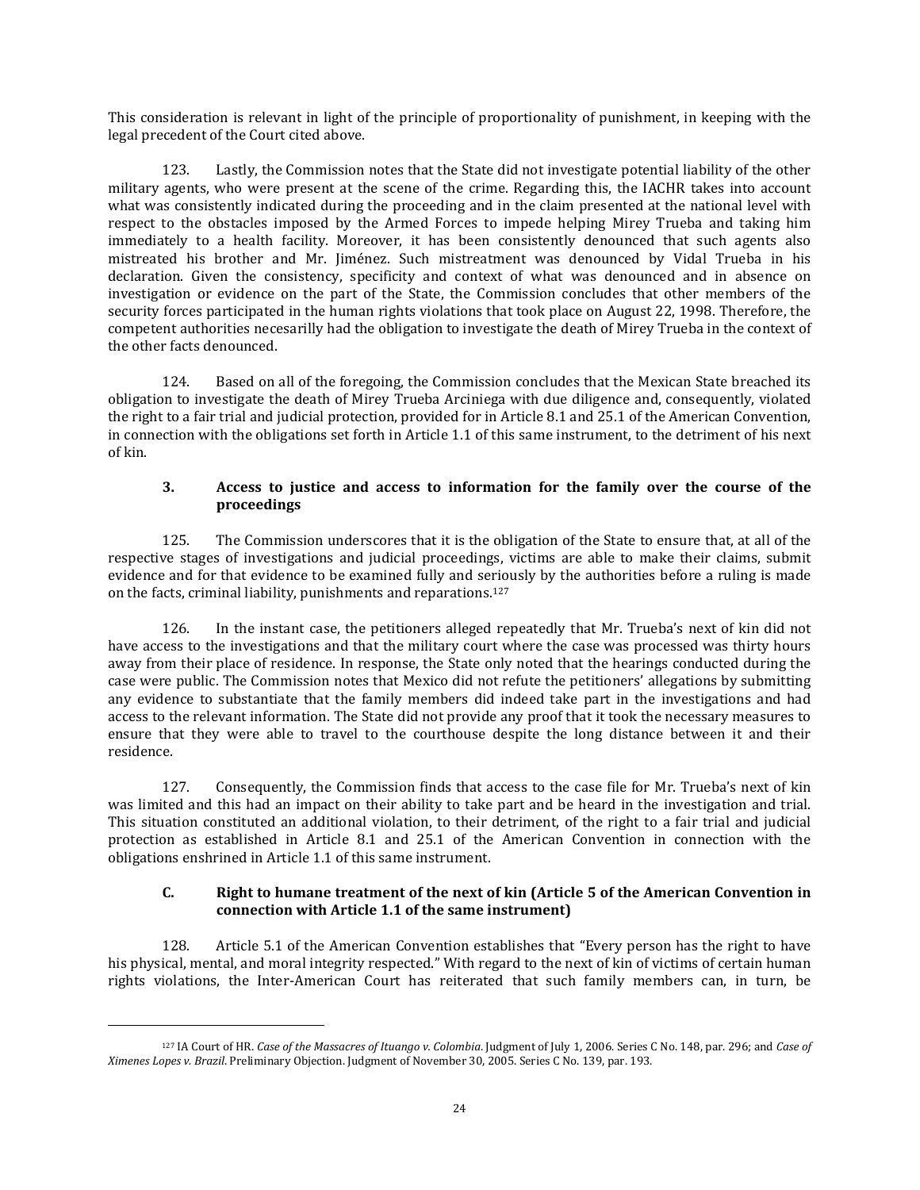This consideration is relevant in light of the principle of proportionality of punishment, in keeping with the legal precedent of the Court cited above.

123. Lastly, the Commission notes that the State did not investigate potential liability of the other military agents, who were present at the scene of the crime. Regarding this, the IACHR takes into account what was consistently indicated during the proceeding and in the claim presented at the national level with respect to the obstacles imposed by the Armed Forces to impede helping Mirey Trueba and taking him immediately to a health facility. Moreover, it has been consistently denounced that such agents also mistreated his brother and Mr. Jiménez. Such mistreatment was denounced by Vidal Trueba in his declaration. Given the consistency, specificity and context of what was denounced and in absence on investigation or evidence on the part of the State, the Commission concludes that other members of the security forces participated in the human rights violations that took place on August 22, 1998. Therefore, the competent authorities necesarilly had the obligation to investigate the death of Mirey Trueba in the context of the other facts denounced.

124. Based on all of the foregoing, the Commission concludes that the Mexican State breached its obligation to investigate the death of Mirey Trueba Arciniega with due diligence and, consequently, violated the right to a fair trial and judicial protection, provided for in Article 8.1 and 25.1 of the American Convention, in connection with the obligations set forth in Article 1.1 of this same instrument, to the detriment of his next of kin.

### 3. Access to justice and access to information for the family over the course of the proceedings

125. The Commission underscores that it is the obligation of the State to ensure that, at all of the respective stages of investigations and judicial proceedings, victims are able to make their claims, submit evidence and for that evidence to be examined fully and seriously by the authorities before a ruling is made on the facts, criminal liability, punishments and reparations.[127]

126. In the instant case, the petitioners alleged repeatedly that Mr. Trueba's next of kin did not have access to the investigations and that the military court where the case was processed was thirty hours away from their place of residence. In response, the State only noted that the hearings conducted during the case were public. The Commission notes that Mexico did not refute the petitioners' allegations by submitting any evidence to substantiate that the family members did indeed take part in the investigations and had access to the relevant information. The State did not provide any proof that it took the necessary measures to ensure that they were able to travel to the courthouse despite the long distance between it and their residence.

127. Consequently, the Commission finds that access to the case file for Mr. Trueba's next of kin was limited and this had an impact on their ability to take part and be heard in the investigation and trial. This situation constituted an additional violation, to their detriment, of the right to a fair trial and judicial protection as established in Article 8.1 and 25.1 of the American Convention in connection with the obligations enshrined in Article 1.1 of this same instrument.

## C. Right to humane treatment of the next of kin (Article 5 of the American Convention in connection with Article 1.1 of the same instrument)

128. Article 5.1 of the American Convention establishes that "Every person has the right to have his physical, mental, and moral integrity respected." With regard to the next of kin of victims of certain human rights violations, the Inter-American Court has reiterated that such family members can, in turn, be

[127] IA Court of HR. *Case of the Massacres of Ituango v. Colombia*. Judgment of July 1, 2006. Series C No. 148, par. 296; and *Case of Ximenes Lopes v. Brazil*. Preliminary Objection. Judgment of November 30, 2005. Series C No. 139, par. 193.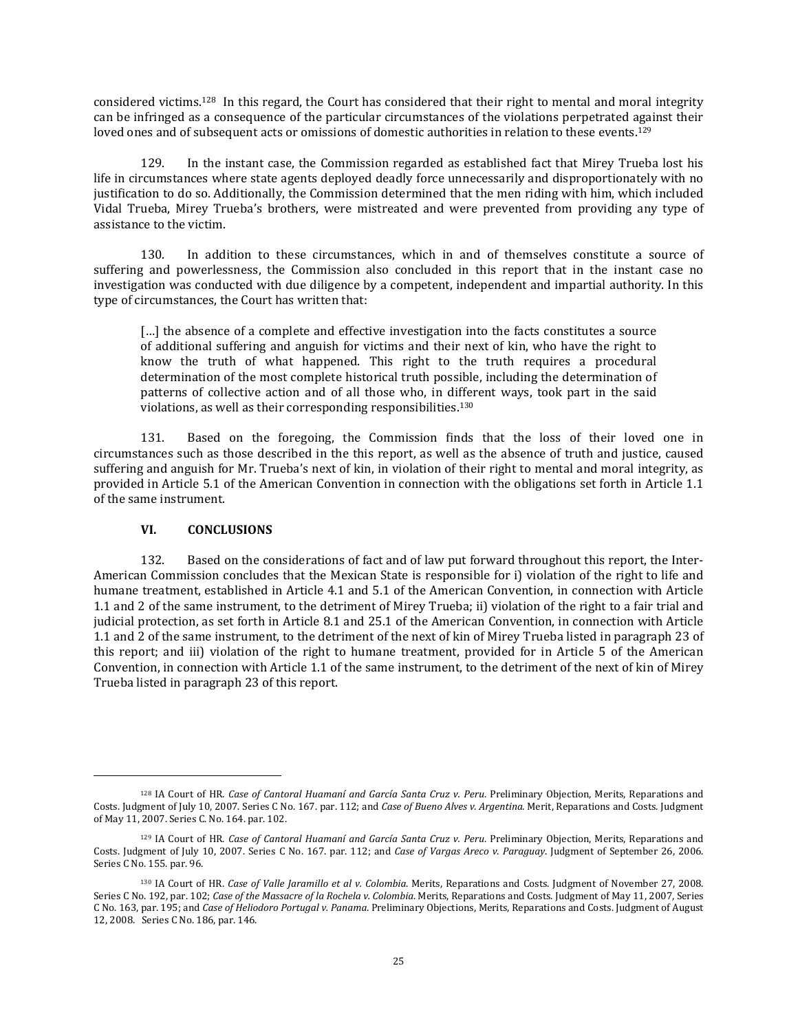considered victims.[128] In this regard, the Court has considered that their right to mental and moral integrity can be infringed as a consequence of the particular circumstances of the violations perpetrated against their loved ones and of subsequent acts or omissions of domestic authorities in relation to these events.[129]

129. In the instant case, the Commission regarded as established fact that Mirey Trueba lost his life in circumstances where state agents deployed deadly force unnecessarily and disproportionately with no justification to do so. Additionally, the Commission determined that the men riding with him, which included Vidal Trueba, Mirey Trueba's brothers, were mistreated and were prevented from providing any type of assistance to the victim.

130. In addition to these circumstances, which in and of themselves constitute a source of suffering and powerlessness, the Commission also concluded in this report that in the instant case no investigation was conducted with due diligence by a competent, independent and impartial authority. In this type of circumstances, the Court has written that:

> […] the absence of a complete and effective investigation into the facts constitutes a source of additional suffering and anguish for victims and their next of kin, who have the right to know the truth of what happened. This right to the truth requires a procedural determination of the most complete historical truth possible, including the determination of patterns of collective action and of all those who, in different ways, took part in the said violations, as well as their corresponding responsibilities.[130]

131. Based on the foregoing, the Commission finds that the loss of their loved one in circumstances such as those described in the this report, as well as the absence of truth and justice, caused suffering and anguish for Mr. Trueba's next of kin, in violation of their right to mental and moral integrity, as provided in Article 5.1 of the American Convention in connection with the obligations set forth in Article 1.1 of the same instrument.

## VI. CONCLUSIONS

132. Based on the considerations of fact and of law put forward throughout this report, the Inter-American Commission concludes that the Mexican State is responsible for i) violation of the right to life and humane treatment, established in Article 4.1 and 5.1 of the American Convention, in connection with Article 1.1 and 2 of the same instrument, to the detriment of Mirey Trueba; ii) violation of the right to a fair trial and judicial protection, as set forth in Article 8.1 and 25.1 of the American Convention, in connection with Article 1.1 and 2 of the same instrument, to the detriment of the next of kin of Mirey Trueba listed in paragraph 23 of this report; and iii) violation of the right to humane treatment, provided for in Article 5 of the American Convention, in connection with Article 1.1 of the same instrument, to the detriment of the next of kin of Mirey Trueba listed in paragraph 23 of this report.

---

[128] IA Court of HR. *Case of Cantoral Huamaní and García Santa Cruz v. Peru*. Preliminary Objection, Merits, Reparations and Costs. Judgment of July 10, 2007. Series C No. 167. par. 112; and *Case of Bueno Alves v. Argentina*. Merit, Reparations and Costs. Judgment of May 11, 2007. Series C. No. 164. par. 102.

[129] IA Court of HR. *Case of Cantoral Huamaní and García Santa Cruz v. Peru*. Preliminary Objection, Merits, Reparations and Costs. Judgment of July 10, 2007. Series C No. 167. par. 112; and *Case of Vargas Areco v. Paraguay*. Judgment of September 26, 2006. Series C No. 155. par. 96.

[130] IA Court of HR. *Case of Valle Jaramillo et al v. Colombia*. Merits, Reparations and Costs. Judgment of November 27, 2008. Series C No. 192, par. 102; *Case of the Massacre of la Rochela v. Colombia*. Merits, Reparations and Costs. Judgment of May 11, 2007, Series C No. 163, par. 195; and *Case of Heliodoro Portugal v. Panama*. Preliminary Objections, Merits, Reparations and Costs. Judgment of August 12, 2008. Series C No. 186, par. 146.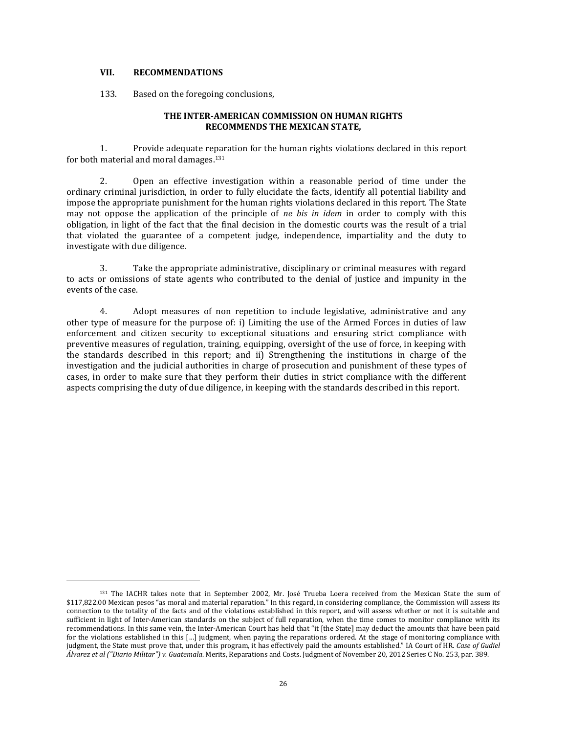## VII. RECOMMENDATIONS

133. Based on the foregoing conclusions,

**THE INTER-AMERICAN COMMISSION ON HUMAN RIGHTS**
**RECOMMENDS THE MEXICAN STATE,**

1. Provide adequate reparation for the human rights violations declared in this report for both material and moral damages.[131]

2. Open an effective investigation within a reasonable period of time under the ordinary criminal jurisdiction, in order to fully elucidate the facts, identify all potential liability and impose the appropriate punishment for the human rights violations declared in this report. The State may not oppose the application of the principle of *ne bis in idem* in order to comply with this obligation, in light of the fact that the final decision in the domestic courts was the result of a trial that violated the guarantee of a competent judge, independence, impartiality and the duty to investigate with due diligence.

3. Take the appropriate administrative, disciplinary or criminal measures with regard to acts or omissions of state agents who contributed to the denial of justice and impunity in the events of the case.

4. Adopt measures of non repetition to include legislative, administrative and any other type of measure for the purpose of: i) Limiting the use of the Armed Forces in duties of law enforcement and citizen security to exceptional situations and ensuring strict compliance with preventive measures of regulation, training, equipping, oversight of the use of force, in keeping with the standards described in this report; and ii) Strengthening the institutions in charge of the investigation and the judicial authorities in charge of prosecution and punishment of these types of cases, in order to make sure that they perform their duties in strict compliance with the different aspects comprising the duty of due diligence, in keeping with the standards described in this report.

---

[131] The IACHR takes note that in September 2002, Mr. José Trueba Loera received from the Mexican State the sum of $117,822.00 Mexican pesos "as moral and material reparation." In this regard, in considering compliance, the Commission will assess its connection to the totality of the facts and of the violations established in this report, and will assess whether or not it is suitable and sufficient in light of Inter-American standards on the subject of full reparation, when the time comes to monitor compliance with its recommendations. In this same vein, the Inter-American Court has held that "it [the State] may deduct the amounts that have been paid for the violations established in this [...] judgment, when paying the reparations ordered. At the stage of monitoring compliance with judgment, the State must prove that, under this program, it has effectively paid the amounts established." IA Court of HR. *Case of Gudiel Álvarez et al ("Diario Militar") v. Guatemala*. Merits, Reparations and Costs. Judgment of November 20, 2012 Series C No. 253, par. 389.